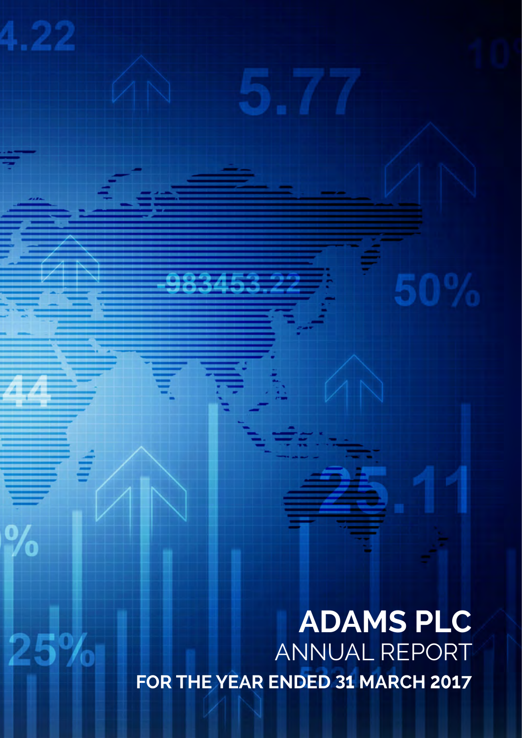# ADAMS PLC

ANNUAL REPORT

**FOR THE YEAR ENDED 31 MARCH 2017**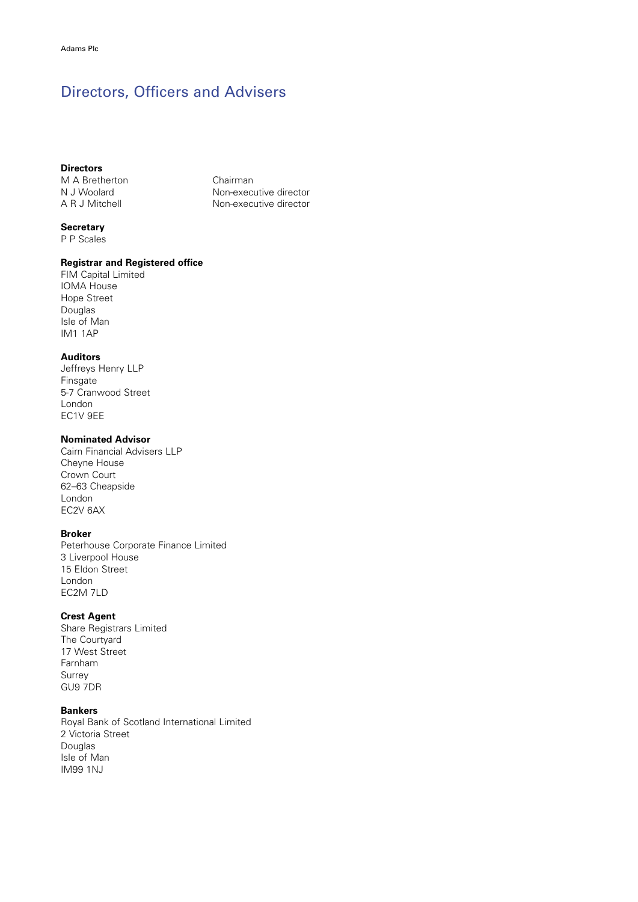# Directors, Officers and Advisers

**Directors**

| | |
|---|---|
| M A Bretherton | Chairman |
| N J Woolard | Non-executive director |
| A R J Mitchell | Non-executive director |

**Secretary**
P P Scales

**Registrar and Registered office**
FIM Capital Limited
IOMA House
Hope Street
Douglas
Isle of Man
IM1 1AP

**Auditors**
Jeffreys Henry LLP
Finsgate
5-7 Cranwood Street
London
EC1V 9EE

**Nominated Advisor**
Cairn Financial Advisers LLP
Cheyne House
Crown Court
62–63 Cheapside
London
EC2V 6AX

**Broker**
Peterhouse Corporate Finance Limited
3 Liverpool House
15 Eldon Street
London
EC2M 7LD

**Crest Agent**
Share Registrars Limited
The Courtyard
17 West Street
Farnham
Surrey
GU9 7DR

**Bankers**
Royal Bank of Scotland International Limited
2 Victoria Street
Douglas
Isle of Man
IM99 1NJ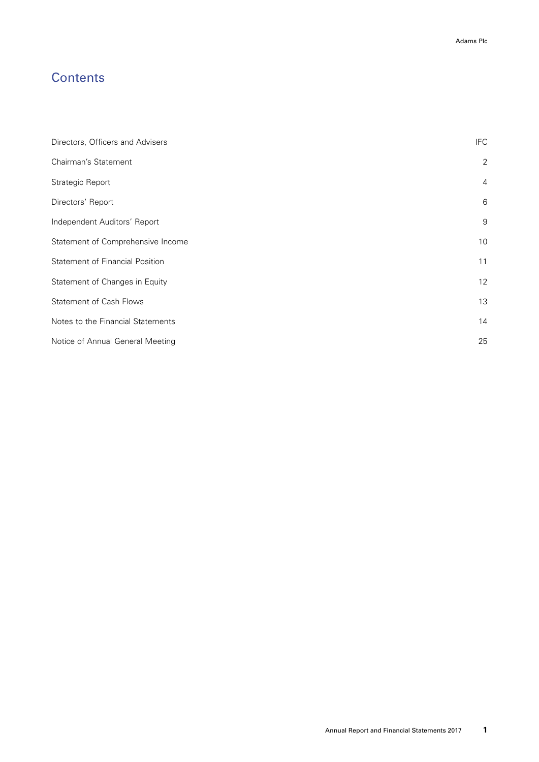# Contents

| | |
|---|---|
| Directors, Officers and Advisers | IFC |
| Chairman's Statement | 2 |
| Strategic Report | 4 |
| Directors' Report | 6 |
| Independent Auditors' Report | 9 |
| Statement of Comprehensive Income | 10 |
| Statement of Financial Position | 11 |
| Statement of Changes in Equity | 12 |
| Statement of Cash Flows | 13 |
| Notes to the Financial Statements | 14 |
| Notice of Annual General Meeting | 25 |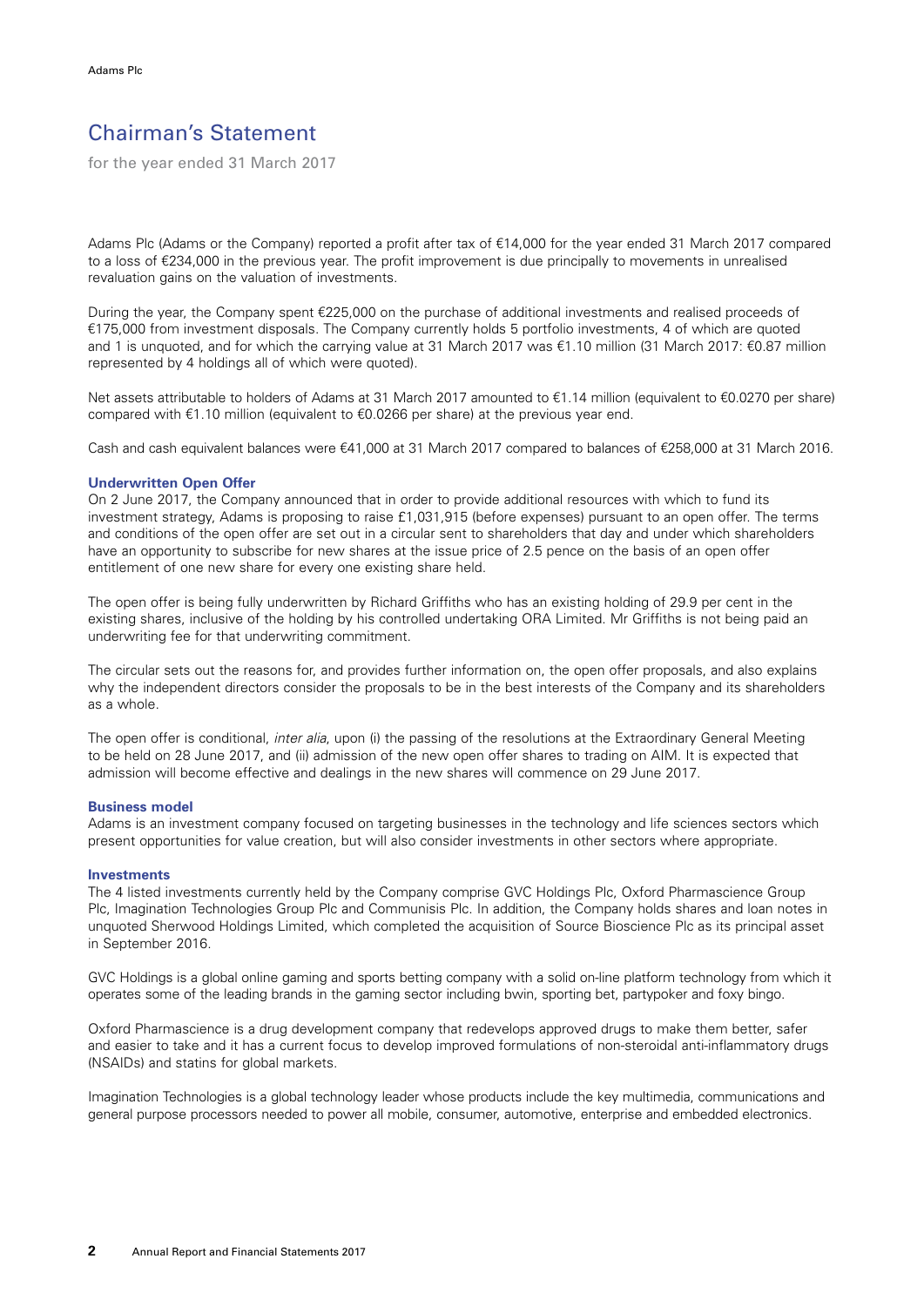# Chairman's Statement

for the year ended 31 March 2017

Adams Plc (Adams or the Company) reported a profit after tax of €14,000 for the year ended 31 March 2017 compared to a loss of €234,000 in the previous year. The profit improvement is due principally to movements in unrealised revaluation gains on the valuation of investments.

During the year, the Company spent €225,000 on the purchase of additional investments and realised proceeds of €175,000 from investment disposals. The Company currently holds 5 portfolio investments, 4 of which are quoted and 1 is unquoted, and for which the carrying value at 31 March 2017 was €1.10 million (31 March 2017: €0.87 million represented by 4 holdings all of which were quoted).

Net assets attributable to holders of Adams at 31 March 2017 amounted to €1.14 million (equivalent to €0.0270 per share) compared with €1.10 million (equivalent to €0.0266 per share) at the previous year end.

Cash and cash equivalent balances were €41,000 at 31 March 2017 compared to balances of €258,000 at 31 March 2016.

### Underwritten Open Offer

On 2 June 2017, the Company announced that in order to provide additional resources with which to fund its investment strategy, Adams is proposing to raise £1,031,915 (before expenses) pursuant to an open offer. The terms and conditions of the open offer are set out in a circular sent to shareholders that day and under which shareholders have an opportunity to subscribe for new shares at the issue price of 2.5 pence on the basis of an open offer entitlement of one new share for every one existing share held.

The open offer is being fully underwritten by Richard Griffiths who has an existing holding of 29.9 per cent in the existing shares, inclusive of the holding by his controlled undertaking ORA Limited. Mr Griffiths is not being paid an underwriting fee for that underwriting commitment.

The circular sets out the reasons for, and provides further information on, the open offer proposals, and also explains why the independent directors consider the proposals to be in the best interests of the Company and its shareholders as a whole.

The open offer is conditional, *inter alia*, upon (i) the passing of the resolutions at the Extraordinary General Meeting to be held on 28 June 2017, and (ii) admission of the new open offer shares to trading on AIM. It is expected that admission will become effective and dealings in the new shares will commence on 29 June 2017.

### Business model

Adams is an investment company focused on targeting businesses in the technology and life sciences sectors which present opportunities for value creation, but will also consider investments in other sectors where appropriate.

### Investments

The 4 listed investments currently held by the Company comprise GVC Holdings Plc, Oxford Pharmascience Group Plc, Imagination Technologies Group Plc and Communisis Plc. In addition, the Company holds shares and loan notes in unquoted Sherwood Holdings Limited, which completed the acquisition of Source Bioscience Plc as its principal asset in September 2016.

GVC Holdings is a global online gaming and sports betting company with a solid on-line platform technology from which it operates some of the leading brands in the gaming sector including bwin, sporting bet, partypoker and foxy bingo.

Oxford Pharmascience is a drug development company that redevelops approved drugs to make them better, safer and easier to take and it has a current focus to develop improved formulations of non-steroidal anti-inflammatory drugs (NSAIDs) and statins for global markets.

Imagination Technologies is a global technology leader whose products include the key multimedia, communications and general purpose processors needed to power all mobile, consumer, automotive, enterprise and embedded electronics.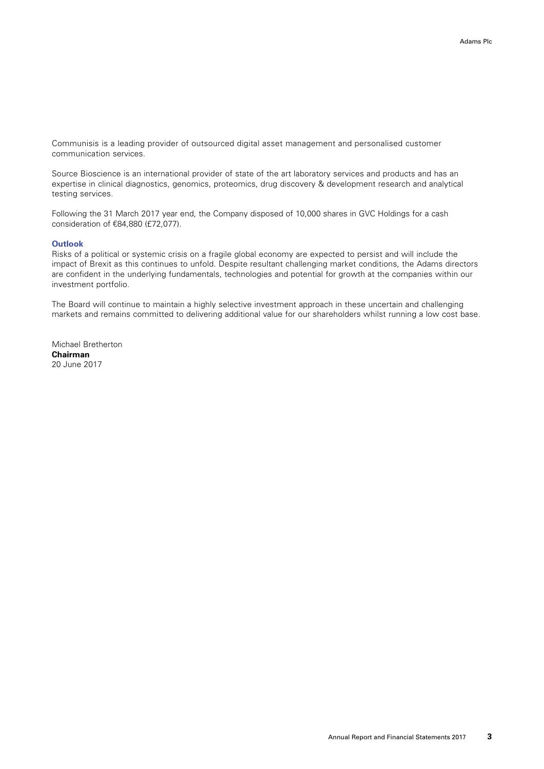Communisis is a leading provider of outsourced digital asset management and personalised customer communication services.

Source Bioscience is an international provider of state of the art laboratory services and products and has an expertise in clinical diagnostics, genomics, proteomics, drug discovery & development research and analytical testing services.

Following the 31 March 2017 year end, the Company disposed of 10,000 shares in GVC Holdings for a cash consideration of €84,880 (£72,077).

### Outlook

Risks of a political or systemic crisis on a fragile global economy are expected to persist and will include the impact of Brexit as this continues to unfold. Despite resultant challenging market conditions, the Adams directors are confident in the underlying fundamentals, technologies and potential for growth at the companies within our investment portfolio.

The Board will continue to maintain a highly selective investment approach in these uncertain and challenging markets and remains committed to delivering additional value for our shareholders whilst running a low cost base.

Michael Bretherton
**Chairman**
20 June 2017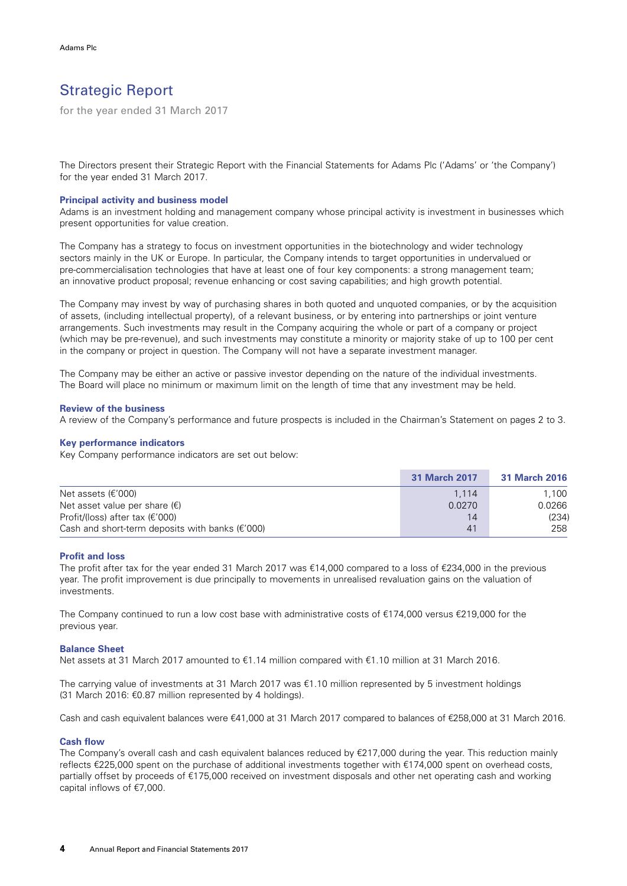# Strategic Report

for the year ended 31 March 2017

The Directors present their Strategic Report with the Financial Statements for Adams Plc ('Adams' or 'the Company') for the year ended 31 March 2017.

### Principal activity and business model

Adams is an investment holding and management company whose principal activity is investment in businesses which present opportunities for value creation.

The Company has a strategy to focus on investment opportunities in the biotechnology and wider technology sectors mainly in the UK or Europe. In particular, the Company intends to target opportunities in undervalued or pre-commercialisation technologies that have at least one of four key components: a strong management team; an innovative product proposal; revenue enhancing or cost saving capabilities; and high growth potential.

The Company may invest by way of purchasing shares in both quoted and unquoted companies, or by the acquisition of assets, (including intellectual property), of a relevant business, or by entering into partnerships or joint venture arrangements. Such investments may result in the Company acquiring the whole or part of a company or project (which may be pre-revenue), and such investments may constitute a minority or majority stake of up to 100 per cent in the company or project in question. The Company will not have a separate investment manager.

The Company may be either an active or passive investor depending on the nature of the individual investments. The Board will place no minimum or maximum limit on the length of time that any investment may be held.

### Review of the business

A review of the Company's performance and future prospects is included in the Chairman's Statement on pages 2 to 3.

### Key performance indicators

Key Company performance indicators are set out below:

| | 31 March 2017 | 31 March 2016 |
|---|---|---|
| Net assets (€'000) | 1,114 | 1,100 |
| Net asset value per share (€) | 0.0270 | 0.0266 |
| Profit/(loss) after tax (€'000) | 14 | (234) |
| Cash and short-term deposits with banks (€'000) | 41 | 258 |

### Profit and loss

The profit after tax for the year ended 31 March 2017 was €14,000 compared to a loss of €234,000 in the previous year. The profit improvement is due principally to movements in unrealised revaluation gains on the valuation of investments.

The Company continued to run a low cost base with administrative costs of €174,000 versus €219,000 for the previous year.

### Balance Sheet

Net assets at 31 March 2017 amounted to €1.14 million compared with €1.10 million at 31 March 2016.

The carrying value of investments at 31 March 2017 was €1.10 million represented by 5 investment holdings (31 March 2016: €0.87 million represented by 4 holdings).

Cash and cash equivalent balances were €41,000 at 31 March 2017 compared to balances of €258,000 at 31 March 2016.

### Cash flow

The Company's overall cash and cash equivalent balances reduced by €217,000 during the year. This reduction mainly reflects €225,000 spent on the purchase of additional investments together with €174,000 spent on overhead costs, partially offset by proceeds of €175,000 received on investment disposals and other net operating cash and working capital inflows of €7,000.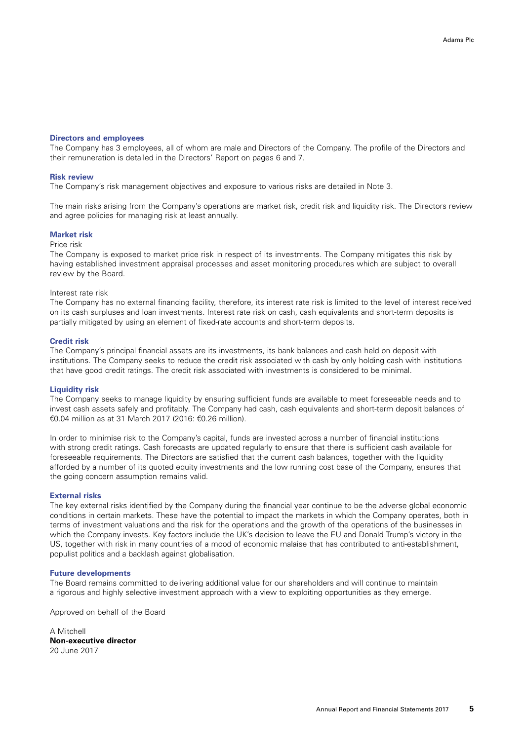### Directors and employees

The Company has 3 employees, all of whom are male and Directors of the Company. The profile of the Directors and their remuneration is detailed in the Directors' Report on pages 6 and 7.

### Risk review

The Company's risk management objectives and exposure to various risks are detailed in Note 3.

The main risks arising from the Company's operations are market risk, credit risk and liquidity risk. The Directors review and agree policies for managing risk at least annually.

### Market risk

Price risk

The Company is exposed to market price risk in respect of its investments. The Company mitigates this risk by having established investment appraisal processes and asset monitoring procedures which are subject to overall review by the Board.

Interest rate risk

The Company has no external financing facility, therefore, its interest rate risk is limited to the level of interest received on its cash surpluses and loan investments. Interest rate risk on cash, cash equivalents and short-term deposits is partially mitigated by using an element of fixed-rate accounts and short-term deposits.

### Credit risk

The Company's principal financial assets are its investments, its bank balances and cash held on deposit with institutions. The Company seeks to reduce the credit risk associated with cash by only holding cash with institutions that have good credit ratings. The credit risk associated with investments is considered to be minimal.

### Liquidity risk

The Company seeks to manage liquidity by ensuring sufficient funds are available to meet foreseeable needs and to invest cash assets safely and profitably. The Company had cash, cash equivalents and short-term deposit balances of €0.04 million as at 31 March 2017 (2016: €0.26 million).

In order to minimise risk to the Company's capital, funds are invested across a number of financial institutions with strong credit ratings. Cash forecasts are updated regularly to ensure that there is sufficient cash available for foreseeable requirements. The Directors are satisfied that the current cash balances, together with the liquidity afforded by a number of its quoted equity investments and the low running cost base of the Company, ensures that the going concern assumption remains valid.

### External risks

The key external risks identified by the Company during the financial year continue to be the adverse global economic conditions in certain markets. These have the potential to impact the markets in which the Company operates, both in terms of investment valuations and the risk for the operations and the growth of the operations of the businesses in which the Company invests. Key factors include the UK's decision to leave the EU and Donald Trump's victory in the US, together with risk in many countries of a mood of economic malaise that has contributed to anti-establishment, populist politics and a backlash against globalisation.

### Future developments

The Board remains committed to delivering additional value for our shareholders and will continue to maintain a rigorous and highly selective investment approach with a view to exploiting opportunities as they emerge.

Approved on behalf of the Board

A Mitchell
**Non-executive director**
20 June 2017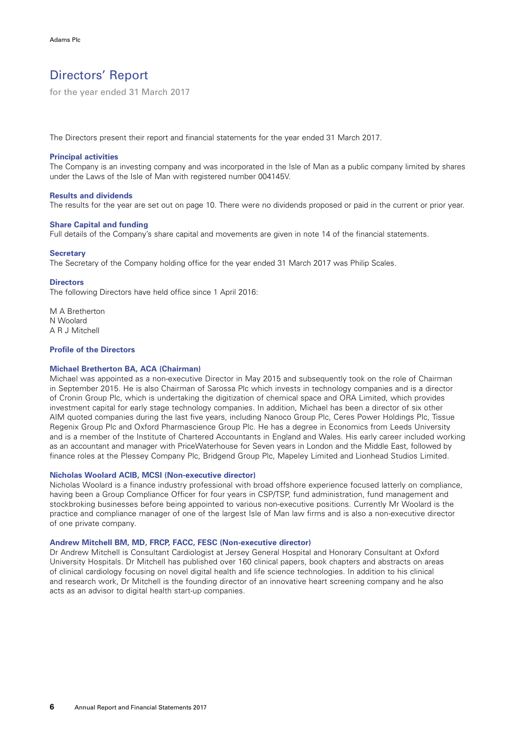# Directors' Report

for the year ended 31 March 2017

The Directors present their report and financial statements for the year ended 31 March 2017.

### Principal activities

The Company is an investing company and was incorporated in the Isle of Man as a public company limited by shares under the Laws of the Isle of Man with registered number 004145V.

### Results and dividends

The results for the year are set out on page 10. There were no dividends proposed or paid in the current or prior year.

### Share Capital and funding

Full details of the Company's share capital and movements are given in note 14 of the financial statements.

### Secretary

The Secretary of the Company holding office for the year ended 31 March 2017 was Philip Scales.

### Directors

The following Directors have held office since 1 April 2016:

M A Bretherton
N Woolard
A R J Mitchell

### Profile of the Directors

#### Michael Bretherton BA, ACA (Chairman)

Michael was appointed as a non-executive Director in May 2015 and subsequently took on the role of Chairman in September 2015. He is also Chairman of Sarossa Plc which invests in technology companies and is a director of Cronin Group Plc, which is undertaking the digitization of chemical space and ORA Limited, which provides investment capital for early stage technology companies. In addition, Michael has been a director of six other AIM quoted companies during the last five years, including Nanoco Group Plc, Ceres Power Holdings Plc, Tissue Regenix Group Plc and Oxford Pharmascience Group Plc. He has a degree in Economics from Leeds University and is a member of the Institute of Chartered Accountants in England and Wales. His early career included working as an accountant and manager with PriceWaterhouse for Seven years in London and the Middle East, followed by finance roles at the Plessey Company Plc, Bridgend Group Plc, Mapeley Limited and Lionhead Studios Limited.

#### Nicholas Woolard ACIB, MCSI (Non-executive director)

Nicholas Woolard is a finance industry professional with broad offshore experience focused latterly on compliance, having been a Group Compliance Officer for four years in CSP/TSP, fund administration, fund management and stockbroking businesses before being appointed to various non-executive positions. Currently Mr Woolard is the practice and compliance manager of one of the largest Isle of Man law firms and is also a non-executive director of one private company.

#### Andrew Mitchell BM, MD, FRCP, FACC, FESC (Non-executive director)

Dr Andrew Mitchell is Consultant Cardiologist at Jersey General Hospital and Honorary Consultant at Oxford University Hospitals. Dr Mitchell has published over 160 clinical papers, book chapters and abstracts on areas of clinical cardiology focusing on novel digital health and life science technologies. In addition to his clinical and research work, Dr Mitchell is the founding director of an innovative heart screening company and he also acts as an advisor to digital health start-up companies.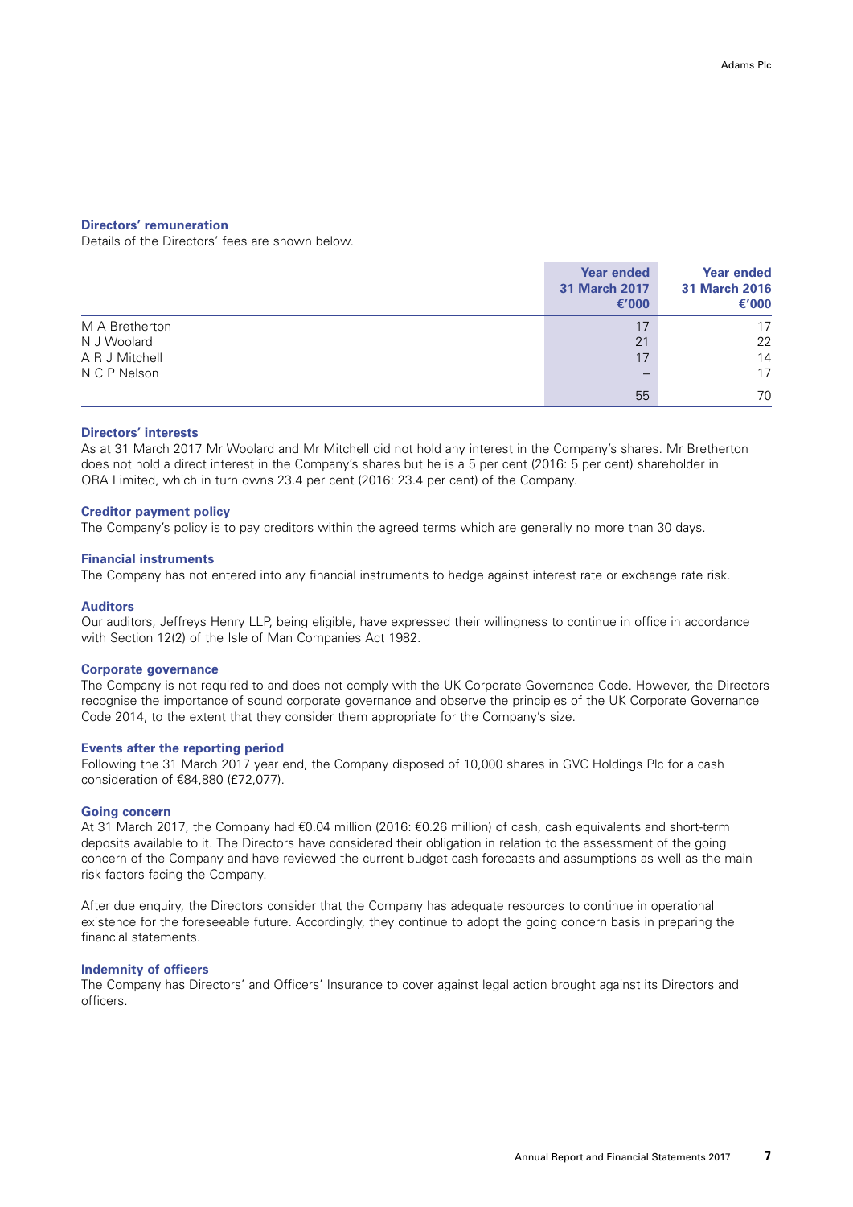### Directors' remuneration

Details of the Directors' fees are shown below.

| | Year ended 31 March 2017 €'000 | Year ended 31 March 2016 €'000 |
|---|---|---|
| M A Bretherton | 17 | 17 |
| N J Woolard | 21 | 22 |
| A R J Mitchell | 17 | 14 |
| N C P Nelson | – | 17 |
| | 55 | 70 |

### Directors' interests

As at 31 March 2017 Mr Woolard and Mr Mitchell did not hold any interest in the Company's shares. Mr Bretherton does not hold a direct interest in the Company's shares but he is a 5 per cent (2016: 5 per cent) shareholder in ORA Limited, which in turn owns 23.4 per cent (2016: 23.4 per cent) of the Company.

### Creditor payment policy

The Company's policy is to pay creditors within the agreed terms which are generally no more than 30 days.

### Financial instruments

The Company has not entered into any financial instruments to hedge against interest rate or exchange rate risk.

### Auditors

Our auditors, Jeffreys Henry LLP, being eligible, have expressed their willingness to continue in office in accordance with Section 12(2) of the Isle of Man Companies Act 1982.

### Corporate governance

The Company is not required to and does not comply with the UK Corporate Governance Code. However, the Directors recognise the importance of sound corporate governance and observe the principles of the UK Corporate Governance Code 2014, to the extent that they consider them appropriate for the Company's size.

### Events after the reporting period

Following the 31 March 2017 year end, the Company disposed of 10,000 shares in GVC Holdings Plc for a cash consideration of €84,880 (£72,077).

### Going concern

At 31 March 2017, the Company had €0.04 million (2016: €0.26 million) of cash, cash equivalents and short-term deposits available to it. The Directors have considered their obligation in relation to the assessment of the going concern of the Company and have reviewed the current budget cash forecasts and assumptions as well as the main risk factors facing the Company.

After due enquiry, the Directors consider that the Company has adequate resources to continue in operational existence for the foreseeable future. Accordingly, they continue to adopt the going concern basis in preparing the financial statements.

### Indemnity of officers

The Company has Directors' and Officers' Insurance to cover against legal action brought against its Directors and officers.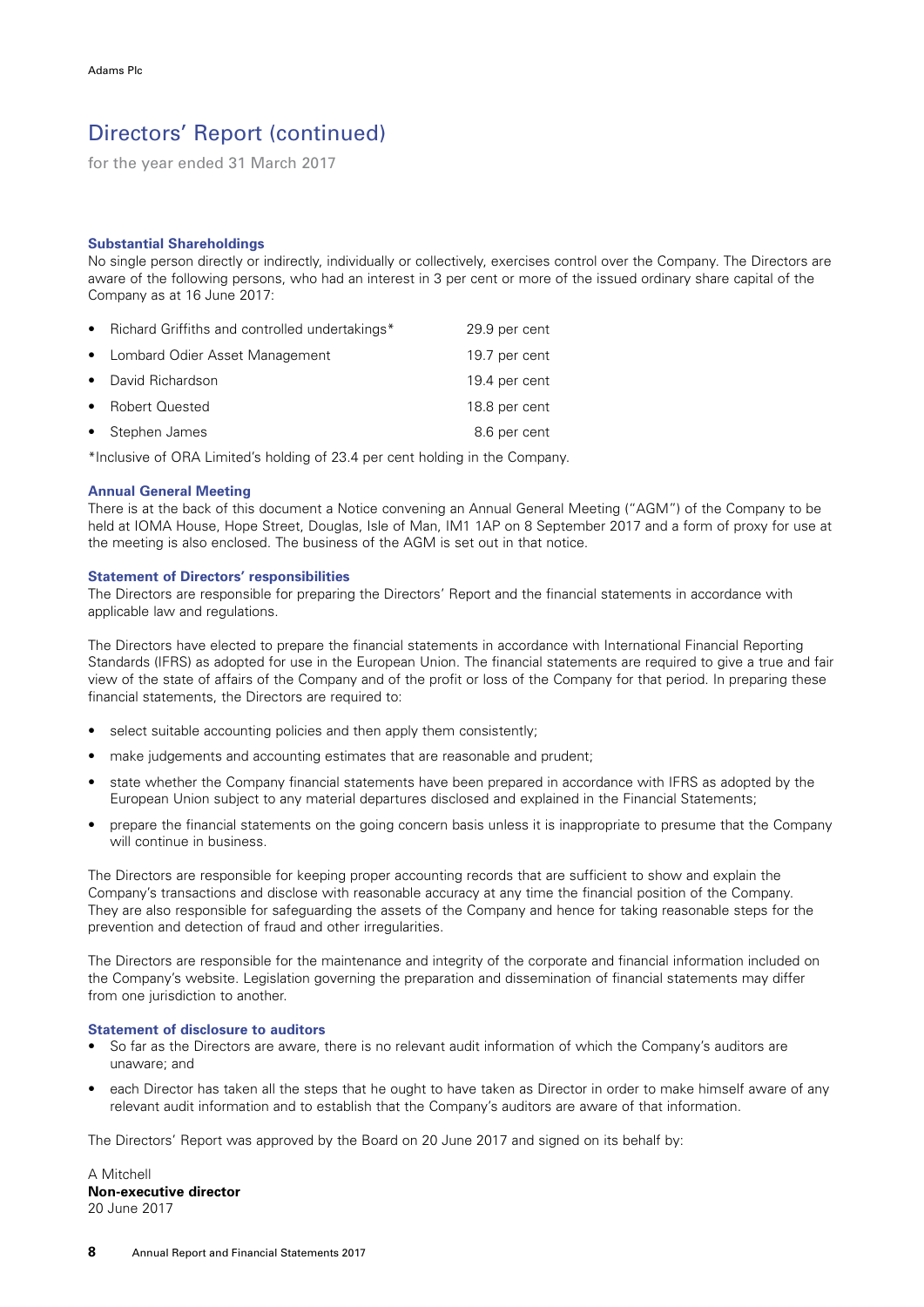# Directors' Report (continued)

for the year ended 31 March 2017

### Substantial Shareholdings

No single person directly or indirectly, individually or collectively, exercises control over the Company. The Directors are aware of the following persons, who had an interest in 3 per cent or more of the issued ordinary share capital of the Company as at 16 June 2017:

| | |
|---|---|
| • Richard Griffiths and controlled undertakings* | 29.9 per cent |
| • Lombard Odier Asset Management | 19.7 per cent |
| • David Richardson | 19.4 per cent |
| • Robert Quested | 18.8 per cent |
| • Stephen James | 8.6 per cent |

*Inclusive of ORA Limited's holding of 23.4 per cent holding in the Company.

### Annual General Meeting

There is at the back of this document a Notice convening an Annual General Meeting ("AGM") of the Company to be held at IOMA House, Hope Street, Douglas, Isle of Man, IM1 1AP on 8 September 2017 and a form of proxy for use at the meeting is also enclosed. The business of the AGM is set out in that notice.

### Statement of Directors' responsibilities

The Directors are responsible for preparing the Directors' Report and the financial statements in accordance with applicable law and regulations.

The Directors have elected to prepare the financial statements in accordance with International Financial Reporting Standards (IFRS) as adopted for use in the European Union. The financial statements are required to give a true and fair view of the state of affairs of the Company and of the profit or loss of the Company for that period. In preparing these financial statements, the Directors are required to:

- select suitable accounting policies and then apply them consistently;
- make judgements and accounting estimates that are reasonable and prudent;
- state whether the Company financial statements have been prepared in accordance with IFRS as adopted by the European Union subject to any material departures disclosed and explained in the Financial Statements;
- prepare the financial statements on the going concern basis unless it is inappropriate to presume that the Company will continue in business.

The Directors are responsible for keeping proper accounting records that are sufficient to show and explain the Company's transactions and disclose with reasonable accuracy at any time the financial position of the Company. They are also responsible for safeguarding the assets of the Company and hence for taking reasonable steps for the prevention and detection of fraud and other irregularities.

The Directors are responsible for the maintenance and integrity of the corporate and financial information included on the Company's website. Legislation governing the preparation and dissemination of financial statements may differ from one jurisdiction to another.

### Statement of disclosure to auditors

- So far as the Directors are aware, there is no relevant audit information of which the Company's auditors are unaware; and
- each Director has taken all the steps that he ought to have taken as Director in order to make himself aware of any relevant audit information and to establish that the Company's auditors are aware of that information.

The Directors' Report was approved by the Board on 20 June 2017 and signed on its behalf by:

A Mitchell
**Non-executive director**
20 June 2017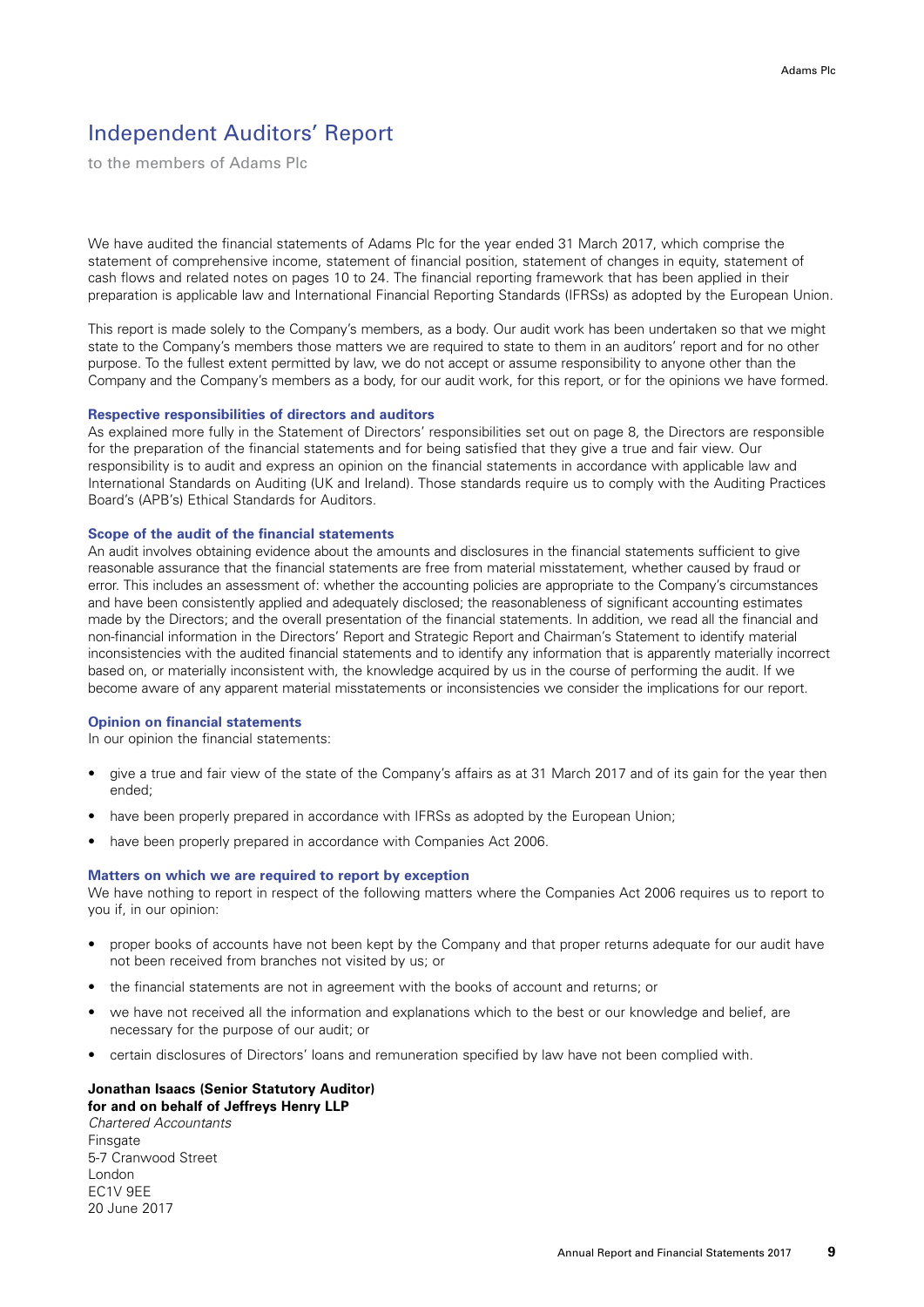# Independent Auditors' Report

to the members of Adams Plc

We have audited the financial statements of Adams Plc for the year ended 31 March 2017, which comprise the statement of comprehensive income, statement of financial position, statement of changes in equity, statement of cash flows and related notes on pages 10 to 24. The financial reporting framework that has been applied in their preparation is applicable law and International Financial Reporting Standards (IFRSs) as adopted by the European Union.

This report is made solely to the Company's members, as a body. Our audit work has been undertaken so that we might state to the Company's members those matters we are required to state to them in an auditors' report and for no other purpose. To the fullest extent permitted by law, we do not accept or assume responsibility to anyone other than the Company and the Company's members as a body, for our audit work, for this report, or for the opinions we have formed.

### Respective responsibilities of directors and auditors

As explained more fully in the Statement of Directors' responsibilities set out on page 8, the Directors are responsible for the preparation of the financial statements and for being satisfied that they give a true and fair view. Our responsibility is to audit and express an opinion on the financial statements in accordance with applicable law and International Standards on Auditing (UK and Ireland). Those standards require us to comply with the Auditing Practices Board's (APB's) Ethical Standards for Auditors.

### Scope of the audit of the financial statements

An audit involves obtaining evidence about the amounts and disclosures in the financial statements sufficient to give reasonable assurance that the financial statements are free from material misstatement, whether caused by fraud or error. This includes an assessment of: whether the accounting policies are appropriate to the Company's circumstances and have been consistently applied and adequately disclosed; the reasonableness of significant accounting estimates made by the Directors; and the overall presentation of the financial statements. In addition, we read all the financial and non-financial information in the Directors' Report and Strategic Report and Chairman's Statement to identify material inconsistencies with the audited financial statements and to identify any information that is apparently materially incorrect based on, or materially inconsistent with, the knowledge acquired by us in the course of performing the audit. If we become aware of any apparent material misstatements or inconsistencies we consider the implications for our report.

### Opinion on financial statements

In our opinion the financial statements:

- give a true and fair view of the state of the Company's affairs as at 31 March 2017 and of its gain for the year then ended;
- have been properly prepared in accordance with IFRSs as adopted by the European Union;
- have been properly prepared in accordance with Companies Act 2006.

### Matters on which we are required to report by exception

We have nothing to report in respect of the following matters where the Companies Act 2006 requires us to report to you if, in our opinion:

- proper books of accounts have not been kept by the Company and that proper returns adequate for our audit have not been received from branches not visited by us; or
- the financial statements are not in agreement with the books of account and returns; or
- we have not received all the information and explanations which to the best or our knowledge and belief, are necessary for the purpose of our audit; or
- certain disclosures of Directors' loans and remuneration specified by law have not been complied with.

**Jonathan Isaacs (Senior Statutory Auditor)**
**for and on behalf of Jeffreys Henry LLP**
*Chartered Accountants*
Finsgate
5-7 Cranwood Street
London
EC1V 9EE
20 June 2017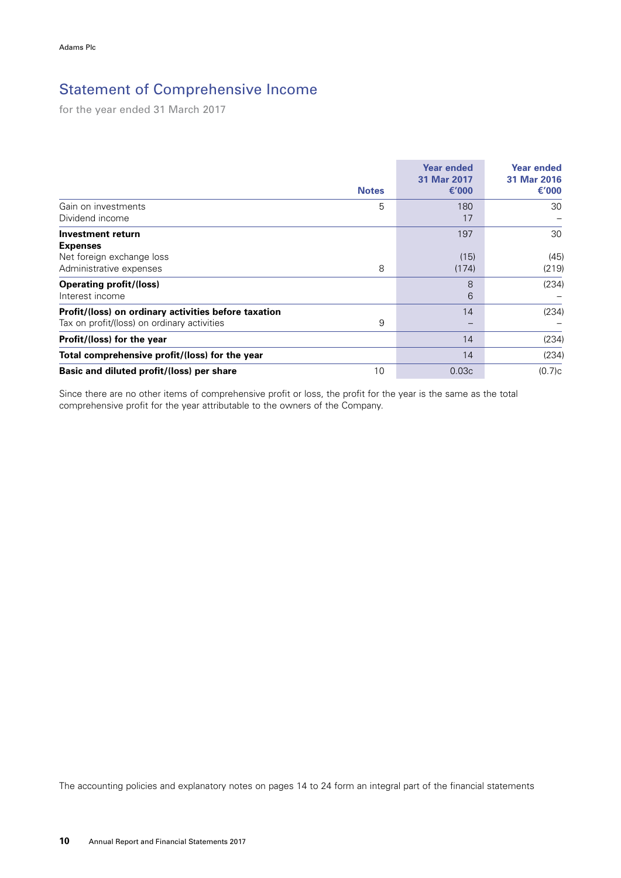# Statement of Comprehensive Income

for the year ended 31 March 2017

| | Notes | Year ended 31 Mar 2017 €'000 | Year ended 31 Mar 2016 €'000 |
|---|---|---|---|
| Gain on investments | 5 | 180 | 30 |
| Dividend income | | 17 | – |
| **Investment return** | | 197 | 30 |
| **Expenses** | | | |
| Net foreign exchange loss | | (15) | (45) |
| Administrative expenses | 8 | (174) | (219) |
| **Operating profit/(loss)** | | 8 | (234) |
| Interest income | | 6 | – |
| **Profit/(loss) on ordinary activities before taxation** | | 14 | (234) |
| Tax on profit/(loss) on ordinary activities | 9 | – | – |
| **Profit/(loss) for the year** | | 14 | (234) |
| **Total comprehensive profit/(loss) for the year** | | 14 | (234) |
| **Basic and diluted profit/(loss) per share** | 10 | 0.03c | (0.7)c |

Since there are no other items of comprehensive profit or loss, the profit for the year is the same as the total comprehensive profit for the year attributable to the owners of the Company.

The accounting policies and explanatory notes on pages 14 to 24 form an integral part of the financial statements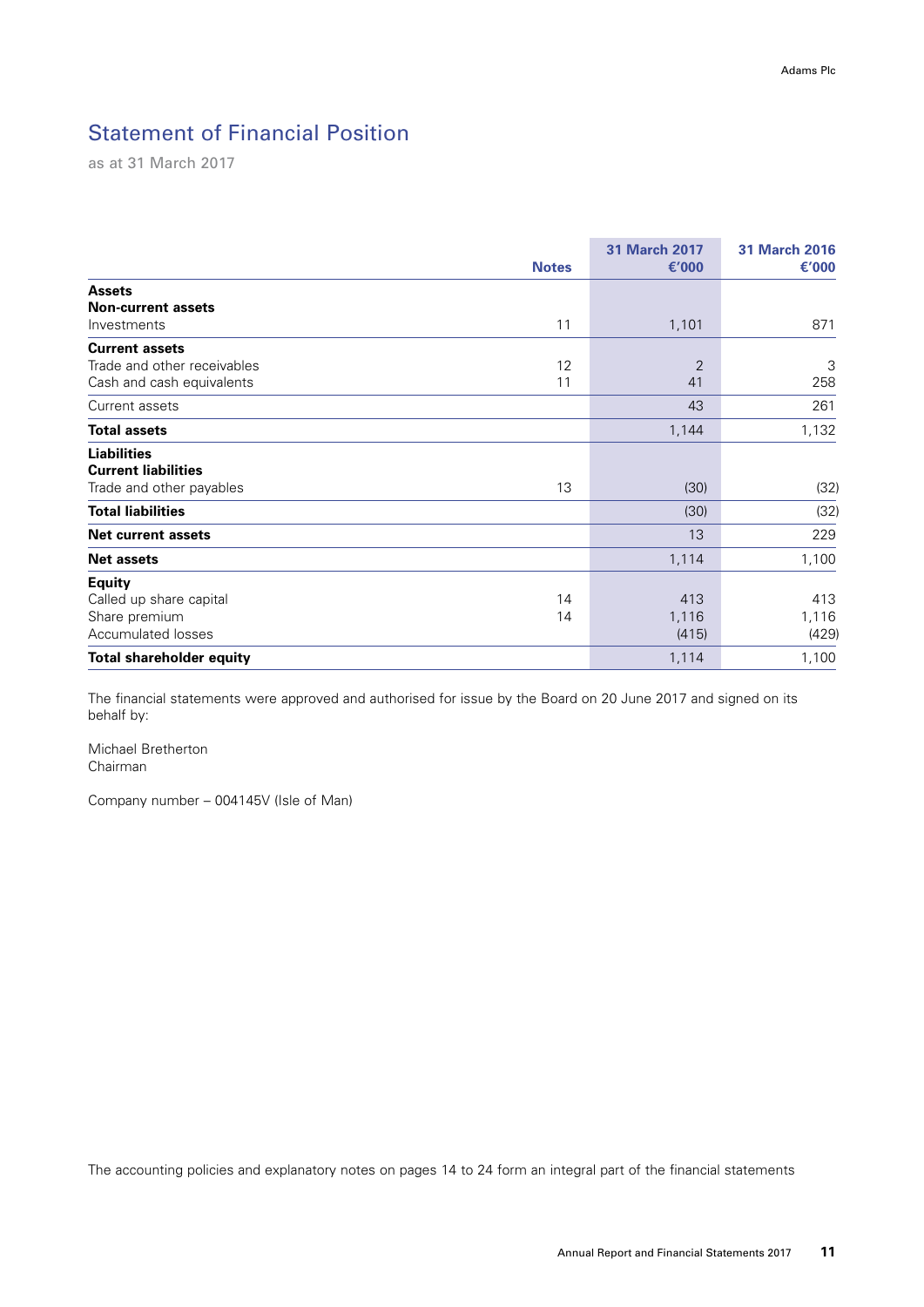# Statement of Financial Position

as at 31 March 2017

| | Notes | 31 March 2017 €'000 | 31 March 2016 €'000 |
|---|---|---|---|
| **Assets** | | | |
| **Non-current assets** | | | |
| Investments | 11 | 1,101 | 871 |
| **Current assets** | | | |
| Trade and other receivables | 12 | 2 | 3 |
| Cash and cash equivalents | 11 | 41 | 258 |
| Current assets | | 43 | 261 |
| **Total assets** | | 1,144 | 1,132 |
| **Liabilities** | | | |
| **Current liabilities** | | | |
| Trade and other payables | 13 | (30) | (32) |
| **Total liabilities** | | (30) | (32) |
| **Net current assets** | | 13 | 229 |
| **Net assets** | | 1,114 | 1,100 |
| **Equity** | | | |
| Called up share capital | 14 | 413 | 413 |
| Share premium | 14 | 1,116 | 1,116 |
| Accumulated losses | | (415) | (429) |
| **Total shareholder equity** | | 1,114 | 1,100 |

The financial statements were approved and authorised for issue by the Board on 20 June 2017 and signed on its behalf by:

Michael Bretherton
Chairman

Company number – 004145V (Isle of Man)

The accounting policies and explanatory notes on pages 14 to 24 form an integral part of the financial statements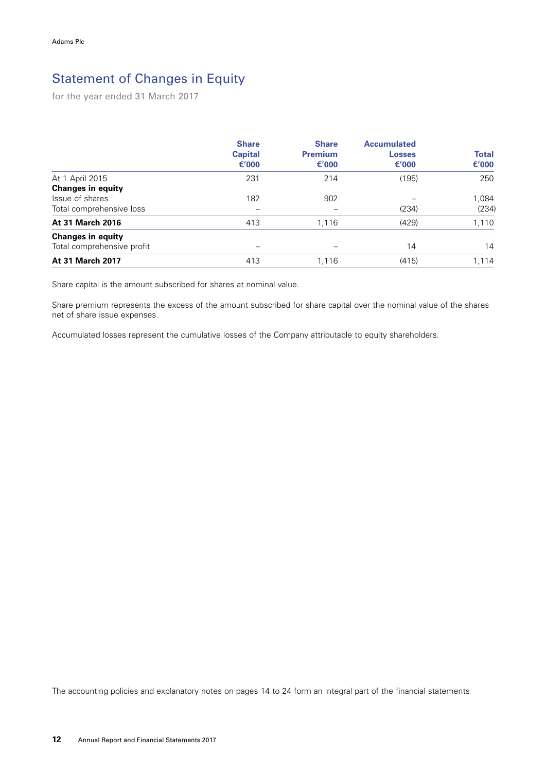# Statement of Changes in Equity

for the year ended 31 March 2017

| | Share Capital €'000 | Share Premium €'000 | Accumulated Losses €'000 | Total €'000 |
|---|---|---|---|---|
| At 1 April 2015 | 231 | 214 | (195) | 250 |
| **Changes in equity** | | | | |
| Issue of shares | 182 | 902 | – | 1,084 |
| Total comprehensive loss | – | – | (234) | (234) |
| **At 31 March 2016** | 413 | 1,116 | (429) | 1,110 |
| **Changes in equity** | | | | |
| Total comprehensive profit | – | – | 14 | 14 |
| **At 31 March 2017** | 413 | 1,116 | (415) | 1,114 |

Share capital is the amount subscribed for shares at nominal value.

Share premium represents the excess of the amount subscribed for share capital over the nominal value of the shares net of share issue expenses.

Accumulated losses represent the cumulative losses of the Company attributable to equity shareholders.

The accounting policies and explanatory notes on pages 14 to 24 form an integral part of the financial statements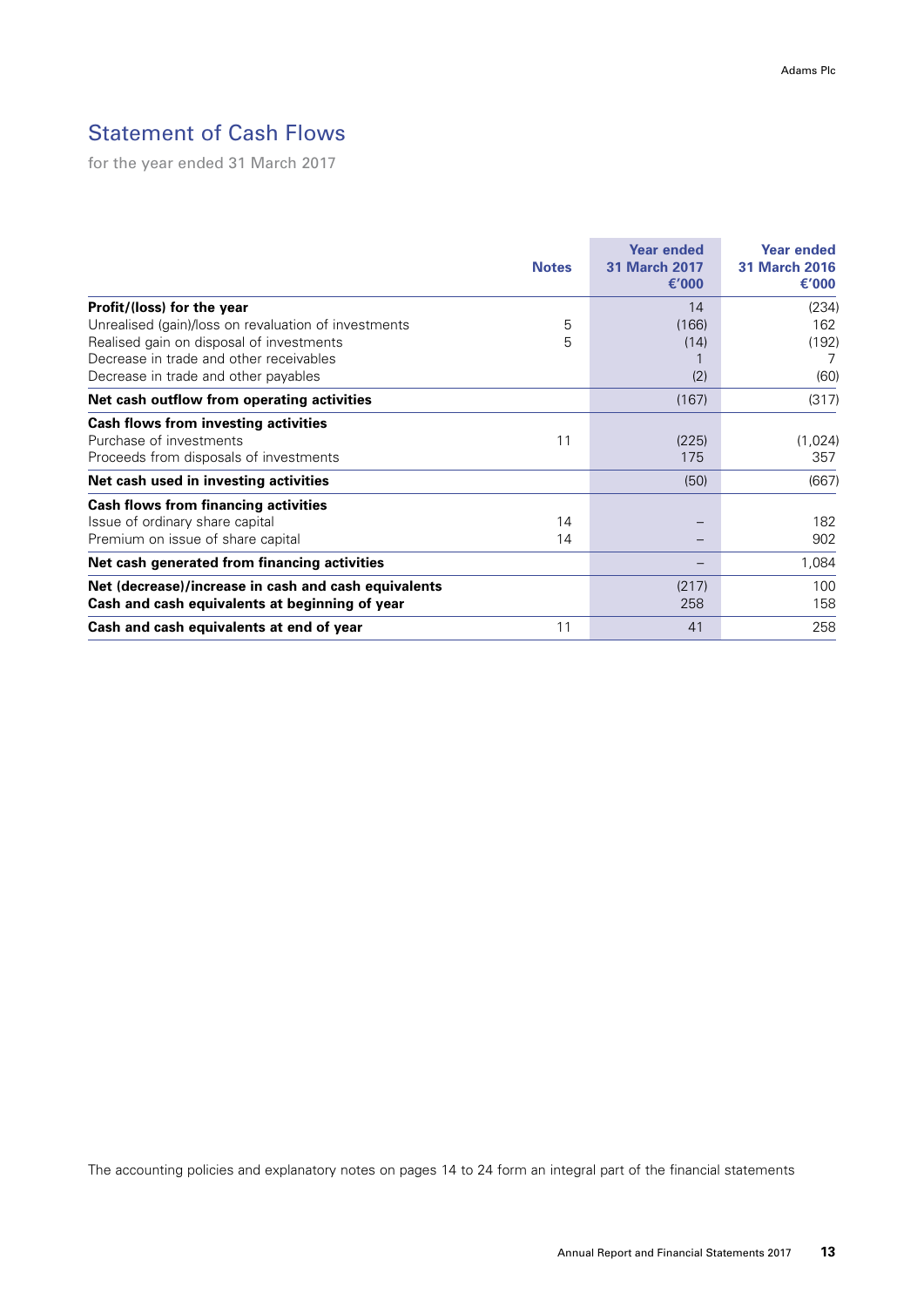# Statement of Cash Flows

for the year ended 31 March 2017

| | Notes | Year ended 31 March 2017 €'000 | Year ended 31 March 2016 €'000 |
|---|---|---|---|
| **Profit/(loss) for the year** | | 14 | (234) |
| Unrealised (gain)/loss on revaluation of investments | 5 | (166) | 162 |
| Realised gain on disposal of investments | 5 | (14) | (192) |
| Decrease in trade and other receivables | | 1 | 7 |
| Decrease in trade and other payables | | (2) | (60) |
| **Net cash outflow from operating activities** | | (167) | (317) |
| **Cash flows from investing activities** | | | |
| Purchase of investments | 11 | (225) | (1,024) |
| Proceeds from disposals of investments | | 175 | 357 |
| **Net cash used in investing activities** | | (50) | (667) |
| **Cash flows from financing activities** | | | |
| Issue of ordinary share capital | 14 | – | 182 |
| Premium on issue of share capital | 14 | – | 902 |
| **Net cash generated from financing activities** | | – | 1,084 |
| **Net (decrease)/increase in cash and cash equivalents** | | (217) | 100 |
| **Cash and cash equivalents at beginning of year** | | 258 | 158 |
| **Cash and cash equivalents at end of year** | 11 | 41 | 258 |

The accounting policies and explanatory notes on pages 14 to 24 form an integral part of the financial statements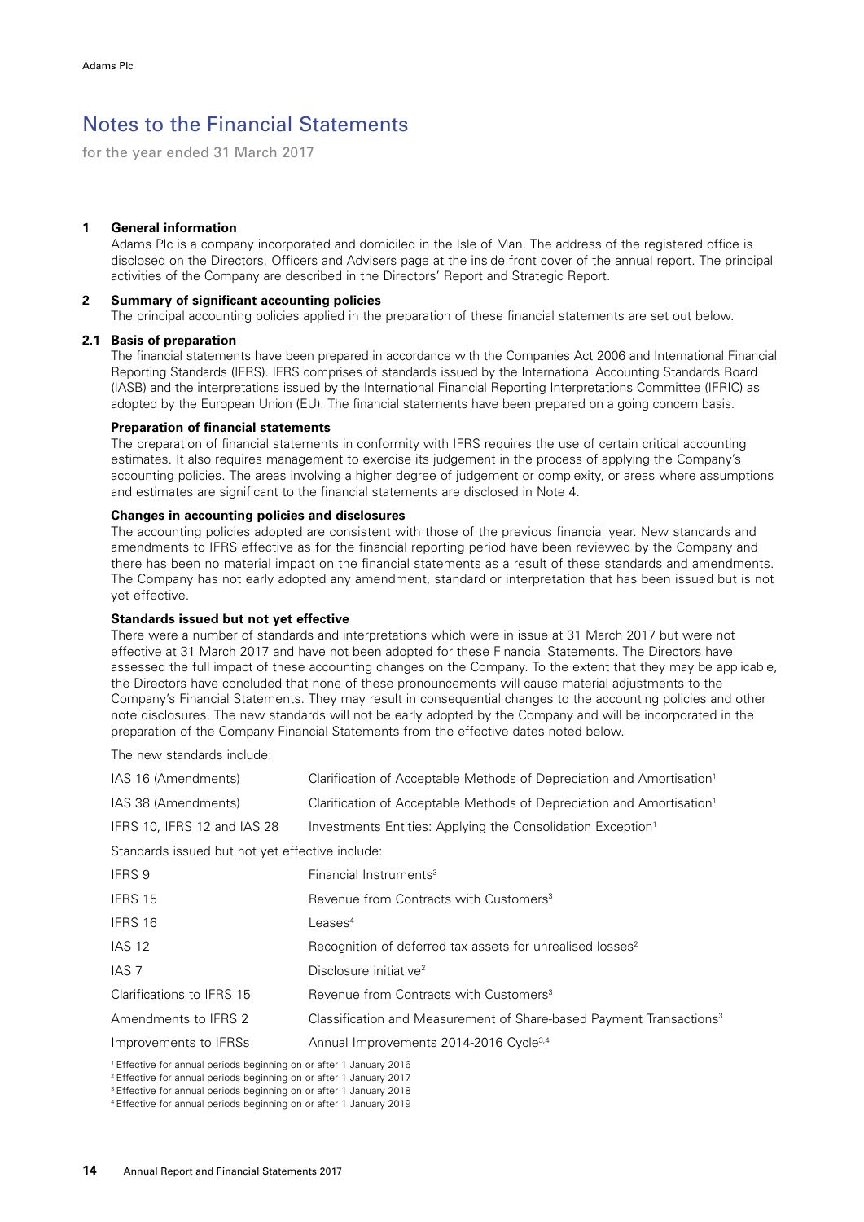# Notes to the Financial Statements

for the year ended 31 March 2017

## 1 General information

Adams Plc is a company incorporated and domiciled in the Isle of Man. The address of the registered office is disclosed on the Directors, Officers and Advisers page at the inside front cover of the annual report. The principal activities of the Company are described in the Directors' Report and Strategic Report.

## 2 Summary of significant accounting policies

The principal accounting policies applied in the preparation of these financial statements are set out below.

### 2.1 Basis of preparation

The financial statements have been prepared in accordance with the Companies Act 2006 and International Financial Reporting Standards (IFRS). IFRS comprises of standards issued by the International Accounting Standards Board (IASB) and the interpretations issued by the International Financial Reporting Interpretations Committee (IFRIC) as adopted by the European Union (EU). The financial statements have been prepared on a going concern basis.

**Preparation of financial statements**

The preparation of financial statements in conformity with IFRS requires the use of certain critical accounting estimates. It also requires management to exercise its judgement in the process of applying the Company's accounting policies. The areas involving a higher degree of judgement or complexity, or areas where assumptions and estimates are significant to the financial statements are disclosed in Note 4.

**Changes in accounting policies and disclosures**

The accounting policies adopted are consistent with those of the previous financial year. New standards and amendments to IFRS effective as for the financial reporting period have been reviewed by the Company and there has been no material impact on the financial statements as a result of these standards and amendments. The Company has not early adopted any amendment, standard or interpretation that has been issued but is not yet effective.

**Standards issued but not yet effective**

There were a number of standards and interpretations which were in issue at 31 March 2017 but were not effective at 31 March 2017 and have not been adopted for these Financial Statements. The Directors have assessed the full impact of these accounting changes on the Company. To the extent that they may be applicable, the Directors have concluded that none of these pronouncements will cause material adjustments to the Company's Financial Statements. They may result in consequential changes to the accounting policies and other note disclosures. The new standards will not be early adopted by the Company and will be incorporated in the preparation of the Company Financial Statements from the effective dates noted below.

The new standards include:

| | |
|---|---|
| IAS 16 (Amendments) | Clarification of Acceptable Methods of Depreciation and Amortisation[1] |
| IAS 38 (Amendments) | Clarification of Acceptable Methods of Depreciation and Amortisation[1] |
| IFRS 10, IFRS 12 and IAS 28 | Investments Entities: Applying the Consolidation Exception[1] |

Standards issued but not yet effective include:

| | |
|---|---|
| IFRS 9 | Financial Instruments[3] |
| IFRS 15 | Revenue from Contracts with Customers[3] |
| IFRS 16 | Leases[4] |
| IAS 12 | Recognition of deferred tax assets for unrealised losses[2] |
| IAS 7 | Disclosure initiative[2] |
| Clarifications to IFRS 15 | Revenue from Contracts with Customers[3] |
| Amendments to IFRS 2 | Classification and Measurement of Share-based Payment Transactions[3] |
| Improvements to IFRSs | Annual Improvements 2014-2016 Cycle[3,4] |

[1] Effective for annual periods beginning on or after 1 January 2016

[2] Effective for annual periods beginning on or after 1 January 2017

[3] Effective for annual periods beginning on or after 1 January 2018

[4] Effective for annual periods beginning on or after 1 January 2019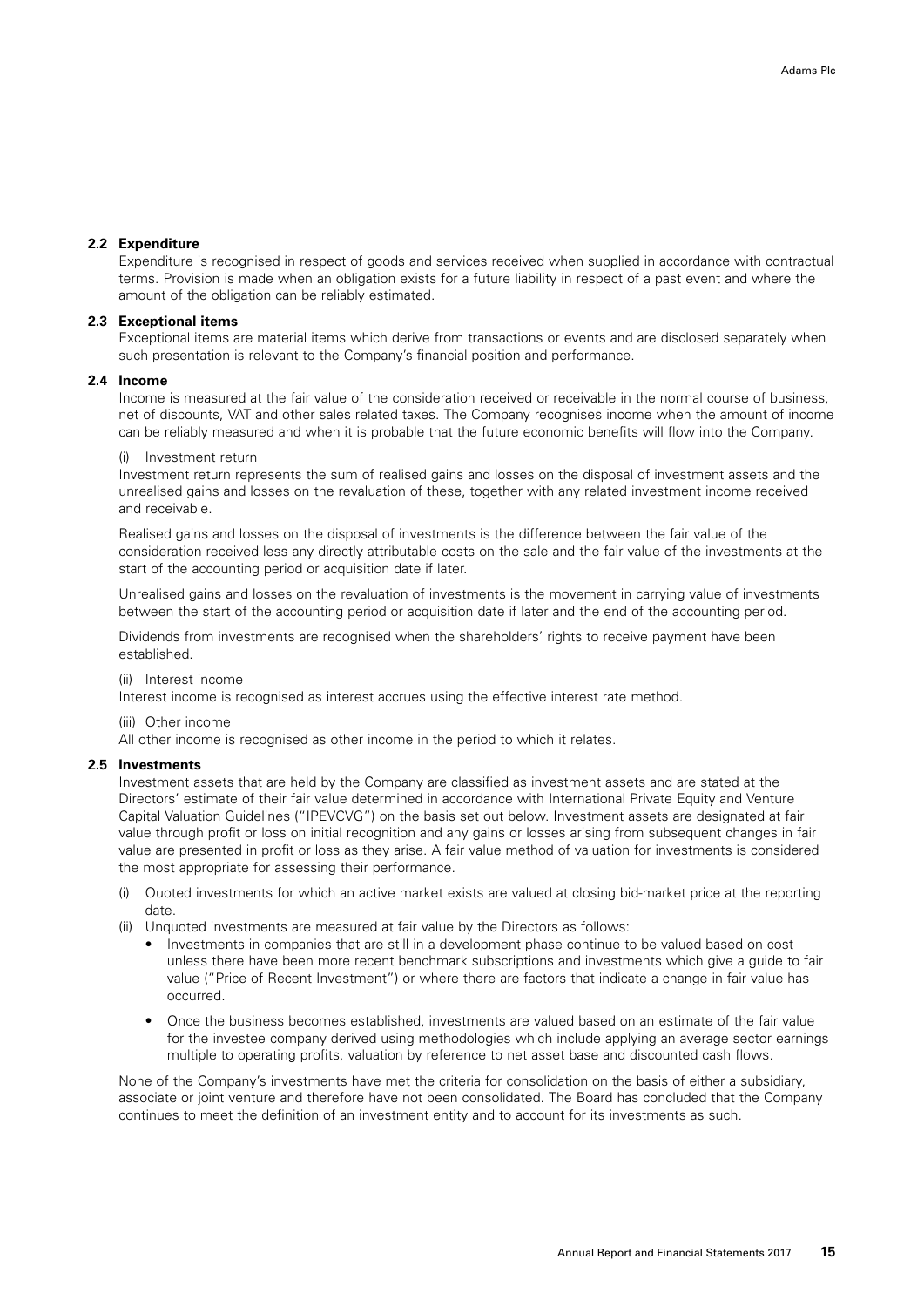### 2.2 Expenditure

Expenditure is recognised in respect of goods and services received when supplied in accordance with contractual terms. Provision is made when an obligation exists for a future liability in respect of a past event and where the amount of the obligation can be reliably estimated.

### 2.3 Exceptional items

Exceptional items are material items which derive from transactions or events and are disclosed separately when such presentation is relevant to the Company's financial position and performance.

### 2.4 Income

Income is measured at the fair value of the consideration received or receivable in the normal course of business, net of discounts, VAT and other sales related taxes. The Company recognises income when the amount of income can be reliably measured and when it is probable that the future economic benefits will flow into the Company.

(i) Investment return

Investment return represents the sum of realised gains and losses on the disposal of investment assets and the unrealised gains and losses on the revaluation of these, together with any related investment income received and receivable.

Realised gains and losses on the disposal of investments is the difference between the fair value of the consideration received less any directly attributable costs on the sale and the fair value of the investments at the start of the accounting period or acquisition date if later.

Unrealised gains and losses on the revaluation of investments is the movement in carrying value of investments between the start of the accounting period or acquisition date if later and the end of the accounting period.

Dividends from investments are recognised when the shareholders' rights to receive payment have been established.

(ii) Interest income

Interest income is recognised as interest accrues using the effective interest rate method.

(iii) Other income

All other income is recognised as other income in the period to which it relates.

### 2.5 Investments

Investment assets that are held by the Company are classified as investment assets and are stated at the Directors' estimate of their fair value determined in accordance with International Private Equity and Venture Capital Valuation Guidelines ("IPEVCVG") on the basis set out below. Investment assets are designated at fair value through profit or loss on initial recognition and any gains or losses arising from subsequent changes in fair value are presented in profit or loss as they arise. A fair value method of valuation for investments is considered the most appropriate for assessing their performance.

(i) Quoted investments for which an active market exists are valued at closing bid-market price at the reporting date.

(ii) Unquoted investments are measured at fair value by the Directors as follows:

- Investments in companies that are still in a development phase continue to be valued based on cost unless there have been more recent benchmark subscriptions and investments which give a guide to fair value ("Price of Recent Investment") or where there are factors that indicate a change in fair value has occurred.
- Once the business becomes established, investments are valued based on an estimate of the fair value for the investee company derived using methodologies which include applying an average sector earnings multiple to operating profits, valuation by reference to net asset base and discounted cash flows.

None of the Company's investments have met the criteria for consolidation on the basis of either a subsidiary, associate or joint venture and therefore have not been consolidated. The Board has concluded that the Company continues to meet the definition of an investment entity and to account for its investments as such.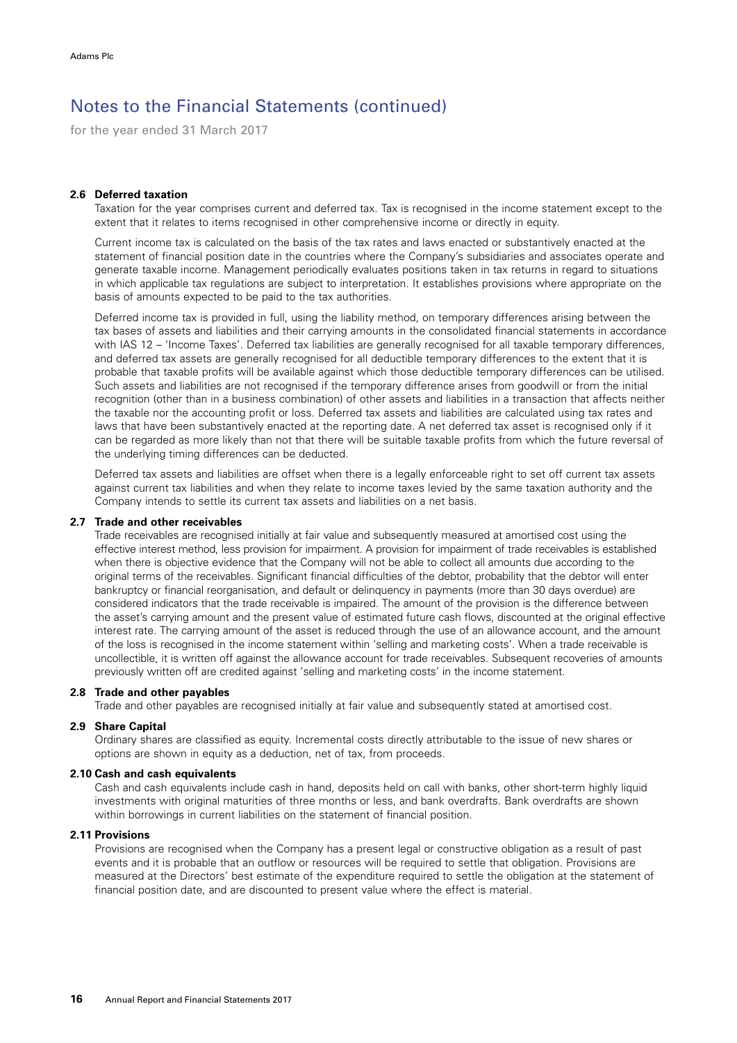# Notes to the Financial Statements (continued)

for the year ended 31 March 2017

### 2.6 Deferred taxation

Taxation for the year comprises current and deferred tax. Tax is recognised in the income statement except to the extent that it relates to items recognised in other comprehensive income or directly in equity.

Current income tax is calculated on the basis of the tax rates and laws enacted or substantively enacted at the statement of financial position date in the countries where the Company's subsidiaries and associates operate and generate taxable income. Management periodically evaluates positions taken in tax returns in regard to situations in which applicable tax regulations are subject to interpretation. It establishes provisions where appropriate on the basis of amounts expected to be paid to the tax authorities.

Deferred income tax is provided in full, using the liability method, on temporary differences arising between the tax bases of assets and liabilities and their carrying amounts in the consolidated financial statements in accordance with IAS 12 – 'Income Taxes'. Deferred tax liabilities are generally recognised for all taxable temporary differences, and deferred tax assets are generally recognised for all deductible temporary differences to the extent that it is probable that taxable profits will be available against which those deductible temporary differences can be utilised. Such assets and liabilities are not recognised if the temporary difference arises from goodwill or from the initial recognition (other than in a business combination) of other assets and liabilities in a transaction that affects neither the taxable nor the accounting profit or loss. Deferred tax assets and liabilities are calculated using tax rates and laws that have been substantively enacted at the reporting date. A net deferred tax asset is recognised only if it can be regarded as more likely than not that there will be suitable taxable profits from which the future reversal of the underlying timing differences can be deducted.

Deferred tax assets and liabilities are offset when there is a legally enforceable right to set off current tax assets against current tax liabilities and when they relate to income taxes levied by the same taxation authority and the Company intends to settle its current tax assets and liabilities on a net basis.

### 2.7 Trade and other receivables

Trade receivables are recognised initially at fair value and subsequently measured at amortised cost using the effective interest method, less provision for impairment. A provision for impairment of trade receivables is established when there is objective evidence that the Company will not be able to collect all amounts due according to the original terms of the receivables. Significant financial difficulties of the debtor, probability that the debtor will enter bankruptcy or financial reorganisation, and default or delinquency in payments (more than 30 days overdue) are considered indicators that the trade receivable is impaired. The amount of the provision is the difference between the asset's carrying amount and the present value of estimated future cash flows, discounted at the original effective interest rate. The carrying amount of the asset is reduced through the use of an allowance account, and the amount of the loss is recognised in the income statement within 'selling and marketing costs'. When a trade receivable is uncollectible, it is written off against the allowance account for trade receivables. Subsequent recoveries of amounts previously written off are credited against 'selling and marketing costs' in the income statement.

### 2.8 Trade and other payables

Trade and other payables are recognised initially at fair value and subsequently stated at amortised cost.

### 2.9 Share Capital

Ordinary shares are classified as equity. Incremental costs directly attributable to the issue of new shares or options are shown in equity as a deduction, net of tax, from proceeds.

### 2.10 Cash and cash equivalents

Cash and cash equivalents include cash in hand, deposits held on call with banks, other short-term highly liquid investments with original maturities of three months or less, and bank overdrafts. Bank overdrafts are shown within borrowings in current liabilities on the statement of financial position.

### 2.11 Provisions

Provisions are recognised when the Company has a present legal or constructive obligation as a result of past events and it is probable that an outflow or resources will be required to settle that obligation. Provisions are measured at the Directors' best estimate of the expenditure required to settle the obligation at the statement of financial position date, and are discounted to present value where the effect is material.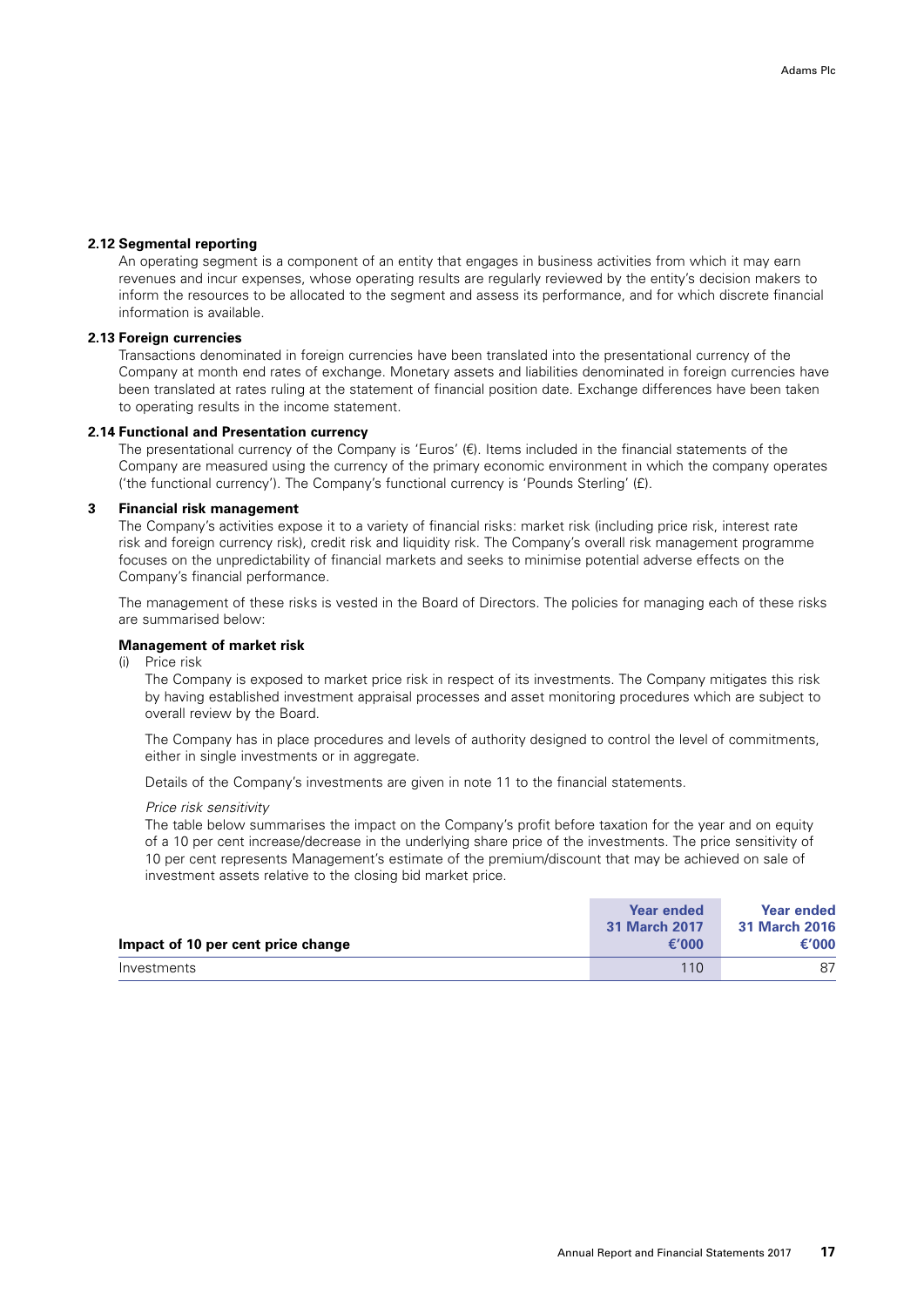### 2.12 Segmental reporting

An operating segment is a component of an entity that engages in business activities from which it may earn revenues and incur expenses, whose operating results are regularly reviewed by the entity's decision makers to inform the resources to be allocated to the segment and assess its performance, and for which discrete financial information is available.

### 2.13 Foreign currencies

Transactions denominated in foreign currencies have been translated into the presentational currency of the Company at month end rates of exchange. Monetary assets and liabilities denominated in foreign currencies have been translated at rates ruling at the statement of financial position date. Exchange differences have been taken to operating results in the income statement.

### 2.14 Functional and Presentation currency

The presentational currency of the Company is 'Euros' (€). Items included in the financial statements of the Company are measured using the currency of the primary economic environment in which the company operates ('the functional currency'). The Company's functional currency is 'Pounds Sterling' (£).

## 3 Financial risk management

The Company's activities expose it to a variety of financial risks: market risk (including price risk, interest rate risk and foreign currency risk), credit risk and liquidity risk. The Company's overall risk management programme focuses on the unpredictability of financial markets and seeks to minimise potential adverse effects on the Company's financial performance.

The management of these risks is vested in the Board of Directors. The policies for managing each of these risks are summarised below:

**Management of market risk**

(i) Price risk

The Company is exposed to market price risk in respect of its investments. The Company mitigates this risk by having established investment appraisal processes and asset monitoring procedures which are subject to overall review by the Board.

The Company has in place procedures and levels of authority designed to control the level of commitments, either in single investments or in aggregate.

Details of the Company's investments are given in note 11 to the financial statements.

*Price risk sensitivity*

The table below summarises the impact on the Company's profit before taxation for the year and on equity of a 10 per cent increase/decrease in the underlying share price of the investments. The price sensitivity of 10 per cent represents Management's estimate of the premium/discount that may be achieved on sale of investment assets relative to the closing bid market price.

| Impact of 10 per cent price change | Year ended 31 March 2017 €'000 | Year ended 31 March 2016 €'000 |
|---|---|---|
| Investments | 110 | 87 |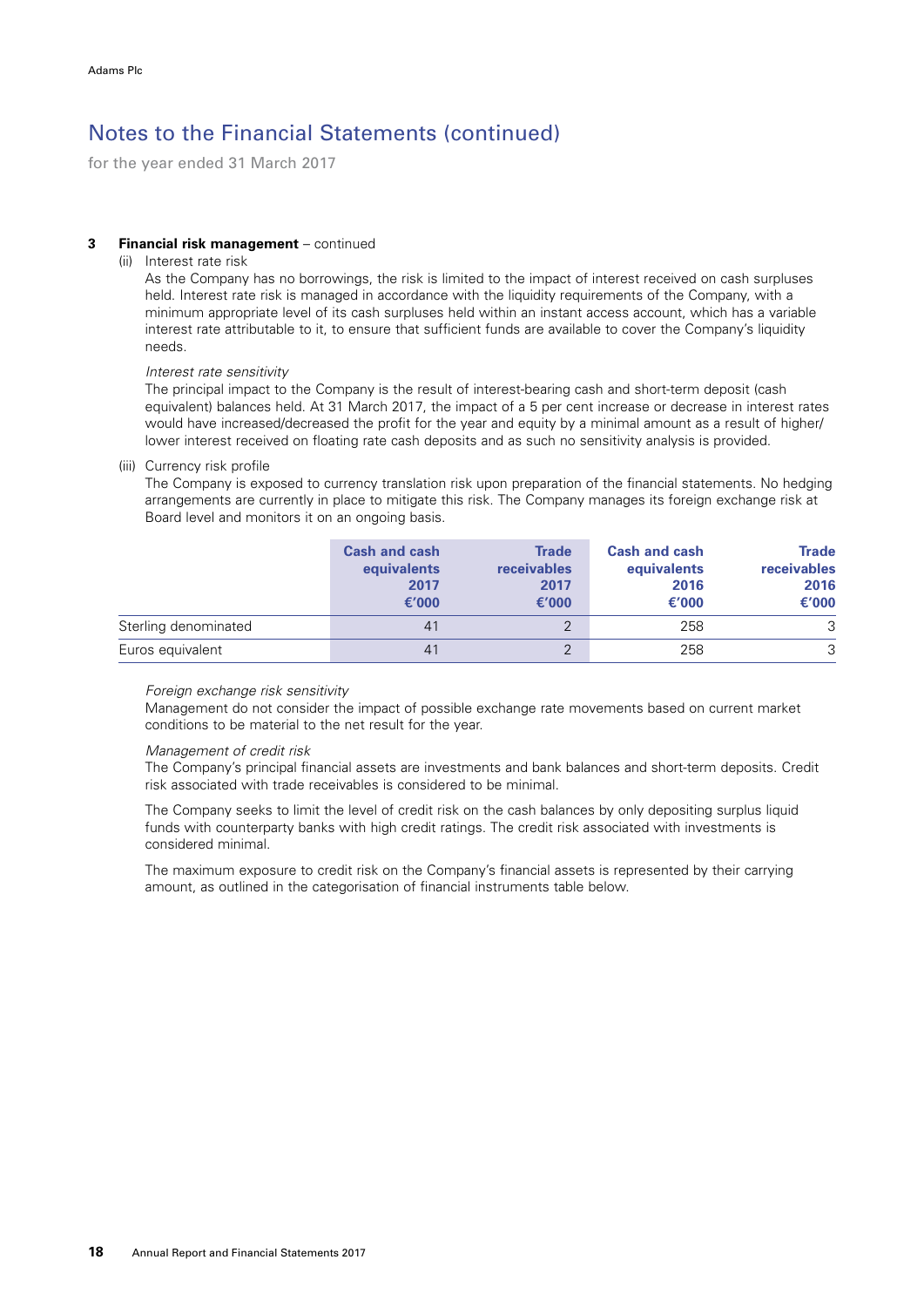# Notes to the Financial Statements (continued)

for the year ended 31 March 2017

**3 Financial risk management** – continued

(ii) Interest rate risk

As the Company has no borrowings, the risk is limited to the impact of interest received on cash surpluses held. Interest rate risk is managed in accordance with the liquidity requirements of the Company, with a minimum appropriate level of its cash surpluses held within an instant access account, which has a variable interest rate attributable to it, to ensure that sufficient funds are available to cover the Company's liquidity needs.

*Interest rate sensitivity*

The principal impact to the Company is the result of interest-bearing cash and short-term deposit (cash equivalent) balances held. At 31 March 2017, the impact of a 5 per cent increase or decrease in interest rates would have increased/decreased the profit for the year and equity by a minimal amount as a result of higher/lower interest received on floating rate cash deposits and as such no sensitivity analysis is provided.

(iii) Currency risk profile

The Company is exposed to currency translation risk upon preparation of the financial statements. No hedging arrangements are currently in place to mitigate this risk. The Company manages its foreign exchange risk at Board level and monitors it on an ongoing basis.

| | Cash and cash equivalents 2017 €'000 | Trade receivables 2017 €'000 | Cash and cash equivalents 2016 €'000 | Trade receivables 2016 €'000 |
|---|---|---|---|---|
| Sterling denominated | 41 | 2 | 258 | 3 |
| Euros equivalent | 41 | 2 | 258 | 3 |

*Foreign exchange risk sensitivity*

Management do not consider the impact of possible exchange rate movements based on current market conditions to be material to the net result for the year.

*Management of credit risk*

The Company's principal financial assets are investments and bank balances and short-term deposits. Credit risk associated with trade receivables is considered to be minimal.

The Company seeks to limit the level of credit risk on the cash balances by only depositing surplus liquid funds with counterparty banks with high credit ratings. The credit risk associated with investments is considered minimal.

The maximum exposure to credit risk on the Company's financial assets is represented by their carrying amount, as outlined in the categorisation of financial instruments table below.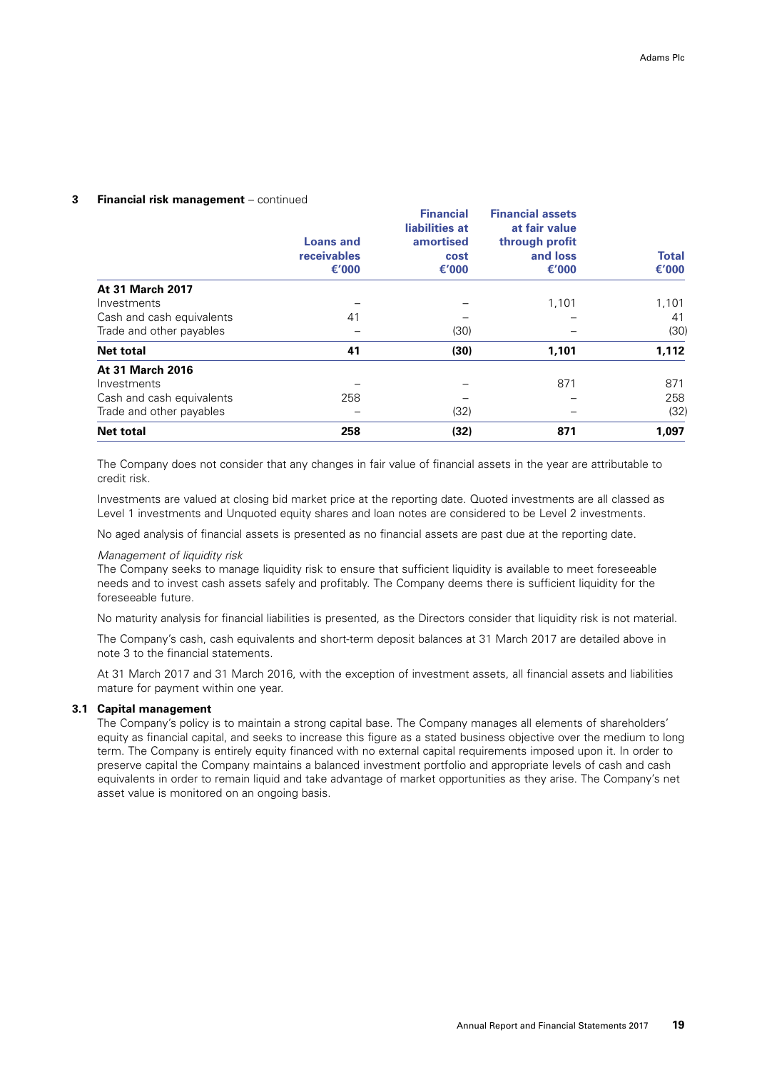## 3 Financial risk management – continued

| | Loans and receivables €'000 | Financial liabilities at amortised cost €'000 | Financial assets at fair value through profit and loss €'000 | Total €'000 |
|---|---|---|---|---|
| **At 31 March 2017** | | | | |
| Investments | – | – | 1,101 | 1,101 |
| Cash and cash equivalents | 41 | – | – | 41 |
| Trade and other payables | – | (30) | – | (30) |
| **Net total** | **41** | **(30)** | **1,101** | **1,112** |
| **At 31 March 2016** | | | | |
| Investments | – | – | 871 | 871 |
| Cash and cash equivalents | 258 | – | – | 258 |
| Trade and other payables | – | (32) | – | (32) |
| **Net total** | **258** | **(32)** | **871** | **1,097** |

The Company does not consider that any changes in fair value of financial assets in the year are attributable to credit risk.

Investments are valued at closing bid market price at the reporting date. Quoted investments are all classed as Level 1 investments and Unquoted equity shares and loan notes are considered to be Level 2 investments.

No aged analysis of financial assets is presented as no financial assets are past due at the reporting date.

*Management of liquidity risk*
The Company seeks to manage liquidity risk to ensure that sufficient liquidity is available to meet foreseeable needs and to invest cash assets safely and profitably. The Company deems there is sufficient liquidity for the foreseeable future.

No maturity analysis for financial liabilities is presented, as the Directors consider that liquidity risk is not material.

The Company's cash, cash equivalents and short-term deposit balances at 31 March 2017 are detailed above in note 3 to the financial statements.

At 31 March 2017 and 31 March 2016, with the exception of investment assets, all financial assets and liabilities mature for payment within one year.

### 3.1 Capital management

The Company's policy is to maintain a strong capital base. The Company manages all elements of shareholders' equity as financial capital, and seeks to increase this figure as a stated business objective over the medium to long term. The Company is entirely equity financed with no external capital requirements imposed upon it. In order to preserve capital the Company maintains a balanced investment portfolio and appropriate levels of cash and cash equivalents in order to remain liquid and take advantage of market opportunities as they arise. The Company's net asset value is monitored on an ongoing basis.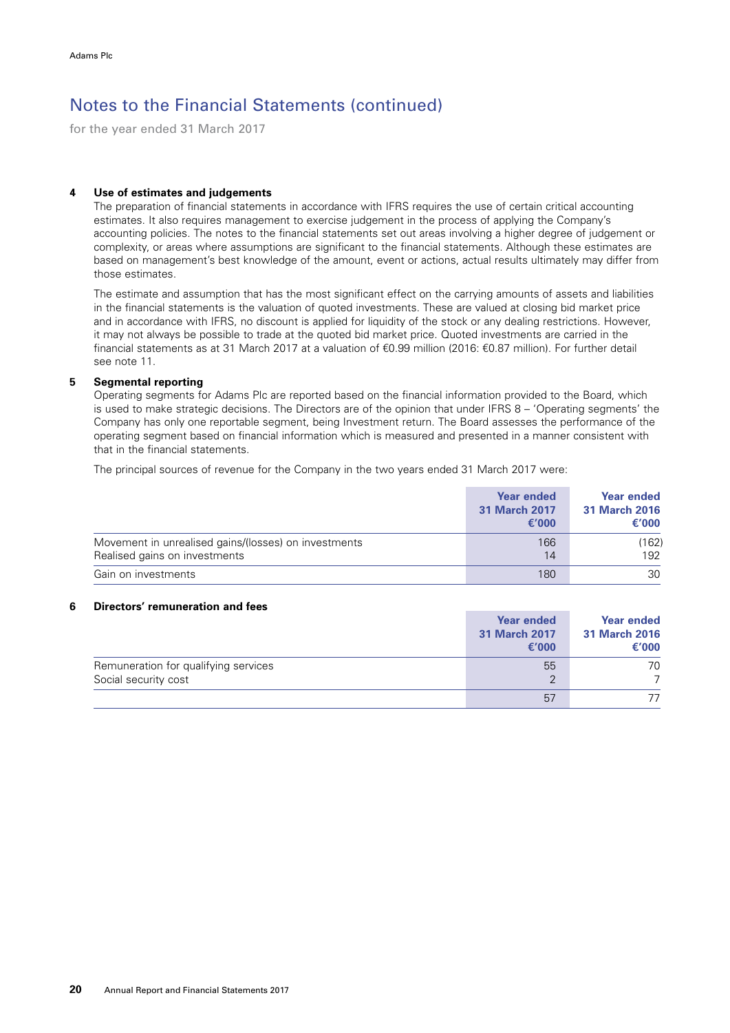# Notes to the Financial Statements (continued)

for the year ended 31 March 2017

## 4 Use of estimates and judgements

The preparation of financial statements in accordance with IFRS requires the use of certain critical accounting estimates. It also requires management to exercise judgement in the process of applying the Company's accounting policies. The notes to the financial statements set out areas involving a higher degree of judgement or complexity, or areas where assumptions are significant to the financial statements. Although these estimates are based on management's best knowledge of the amount, event or actions, actual results ultimately may differ from those estimates.

The estimate and assumption that has the most significant effect on the carrying amounts of assets and liabilities in the financial statements is the valuation of quoted investments. These are valued at closing bid market price and in accordance with IFRS, no discount is applied for liquidity of the stock or any dealing restrictions. However, it may not always be possible to trade at the quoted bid market price. Quoted investments are carried in the financial statements as at 31 March 2017 at a valuation of €0.99 million (2016: €0.87 million). For further detail see note 11.

## 5 Segmental reporting

Operating segments for Adams Plc are reported based on the financial information provided to the Board, which is used to make strategic decisions. The Directors are of the opinion that under IFRS 8 – 'Operating segments' the Company has only one reportable segment, being Investment return. The Board assesses the performance of the operating segment based on financial information which is measured and presented in a manner consistent with that in the financial statements.

The principal sources of revenue for the Company in the two years ended 31 March 2017 were:

| | Year ended 31 March 2017 €'000 | Year ended 31 March 2016 €'000 |
|---|---|---|
| Movement in unrealised gains/(losses) on investments | 166 | (162) |
| Realised gains on investments | 14 | 192 |
| Gain on investments | 180 | 30 |

## 6 Directors' remuneration and fees

| | Year ended 31 March 2017 €'000 | Year ended 31 March 2016 €'000 |
|---|---|---|
| Remuneration for qualifying services | 55 | 70 |
| Social security cost | 2 | 7 |
| | 57 | 77 |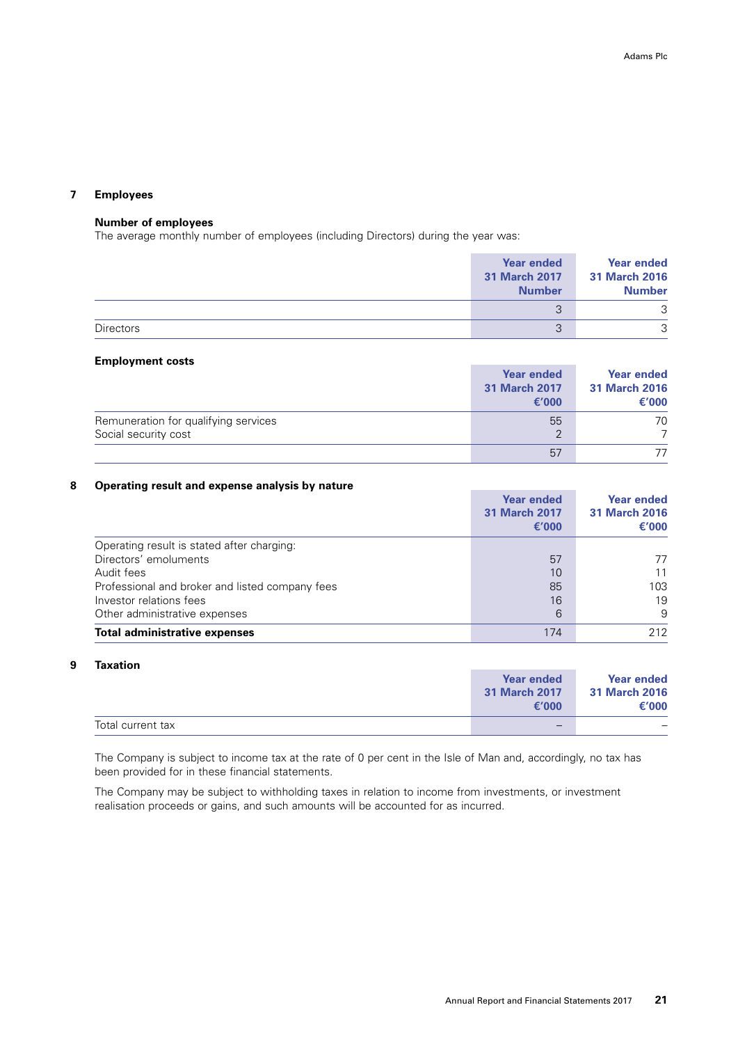## 7 Employees

**Number of employees**

The average monthly number of employees (including Directors) during the year was:

| | Year ended 31 March 2017 Number | Year ended 31 March 2016 Number |
|---|---|---|
| | 3 | 3 |
| Directors | 3 | 3 |

**Employment costs**

| | Year ended 31 March 2017 €'000 | Year ended 31 March 2016 €'000 |
|---|---|---|
| Remuneration for qualifying services | 55 | 70 |
| Social security cost | 2 | 7 |
| | 57 | 77 |

## 8 Operating result and expense analysis by nature

| | Year ended 31 March 2017 €'000 | Year ended 31 March 2016 €'000 |
|---|---|---|
| Operating result is stated after charging: | | |
| Directors' emoluments | 57 | 77 |
| Audit fees | 10 | 11 |
| Professional and broker and listed company fees | 85 | 103 |
| Investor relations fees | 16 | 19 |
| Other administrative expenses | 6 | 9 |
| **Total administrative expenses** | 174 | 212 |

## 9 Taxation

| | Year ended 31 March 2017 €'000 | Year ended 31 March 2016 €'000 |
|---|---|---|
| Total current tax | – | – |

The Company is subject to income tax at the rate of 0 per cent in the Isle of Man and, accordingly, no tax has been provided for in these financial statements.

The Company may be subject to withholding taxes in relation to income from investments, or investment realisation proceeds or gains, and such amounts will be accounted for as incurred.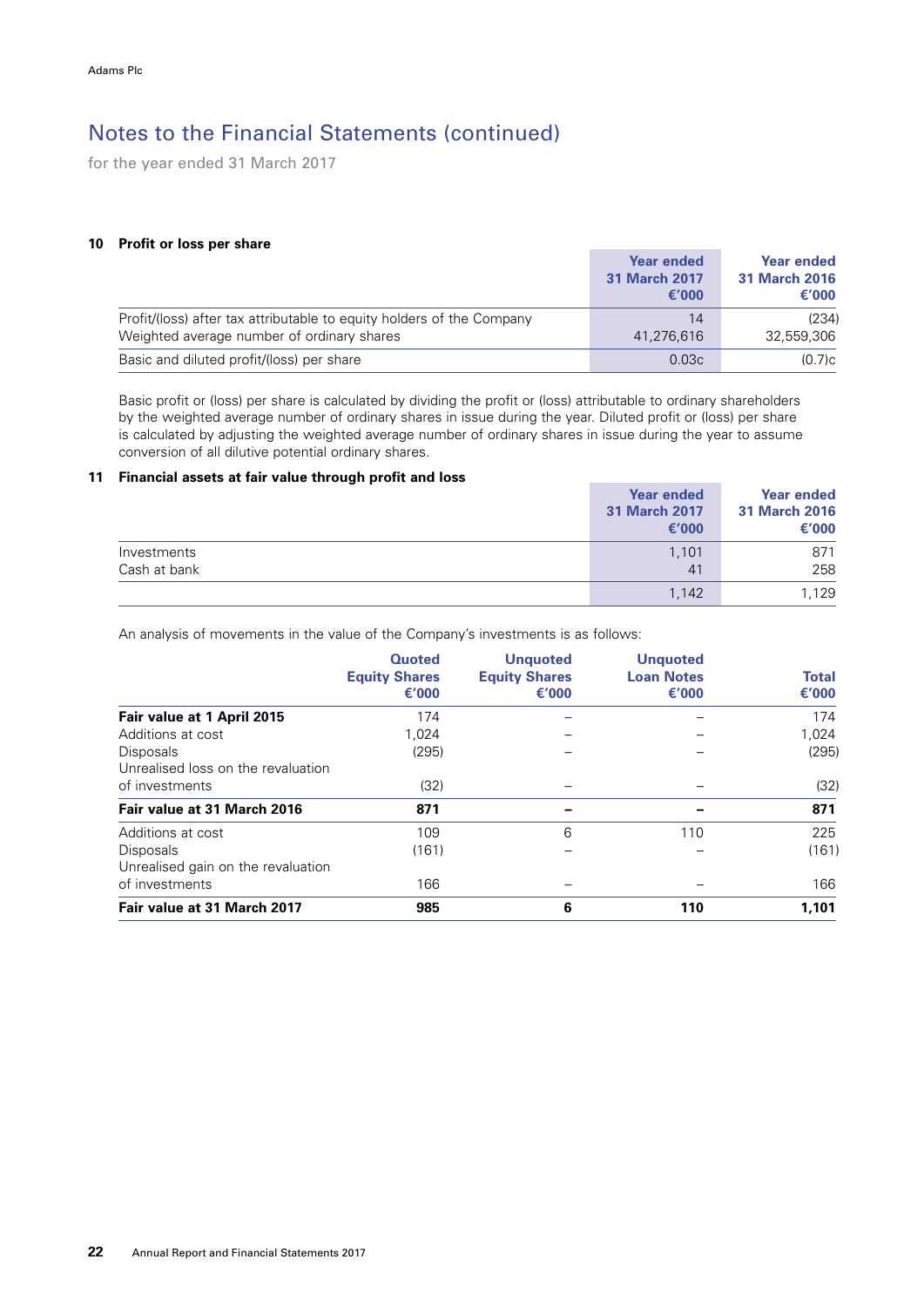# Notes to the Financial Statements (continued)

for the year ended 31 March 2017

## 10 Profit or loss per share

| | Year ended 31 March 2017 €'000 | Year ended 31 March 2016 €'000 |
|---|---|---|
| Profit/(loss) after tax attributable to equity holders of the Company | 14 | (234) |
| Weighted average number of ordinary shares | 41,276,616 | 32,559,306 |
| Basic and diluted profit/(loss) per share | 0.03c | (0.7)c |

Basic profit or (loss) per share is calculated by dividing the profit or (loss) attributable to ordinary shareholders by the weighted average number of ordinary shares in issue during the year. Diluted profit or (loss) per share is calculated by adjusting the weighted average number of ordinary shares in issue during the year to assume conversion of all dilutive potential ordinary shares.

## 11 Financial assets at fair value through profit and loss

| | Year ended 31 March 2017 €'000 | Year ended 31 March 2016 €'000 |
|---|---|---|
| Investments | 1,101 | 871 |
| Cash at bank | 41 | 258 |
| | 1,142 | 1,129 |

An analysis of movements in the value of the Company's investments is as follows:

| | Quoted Equity Shares €'000 | Unquoted Equity Shares €'000 | Unquoted Loan Notes €'000 | Total €'000 |
|---|---|---|---|---|
| **Fair value at 1 April 2015** | 174 | – | – | 174 |
| Additions at cost | 1,024 | – | – | 1,024 |
| Disposals | (295) | – | – | (295) |
| Unrealised loss on the revaluation of investments | (32) | – | – | (32) |
| **Fair value at 31 March 2016** | **871** | **–** | **–** | **871** |
| Additions at cost | 109 | 6 | 110 | 225 |
| Disposals | (161) | – | – | (161) |
| Unrealised gain on the revaluation of investments | 166 | – | – | 166 |
| **Fair value at 31 March 2017** | **985** | **6** | **110** | **1,101** |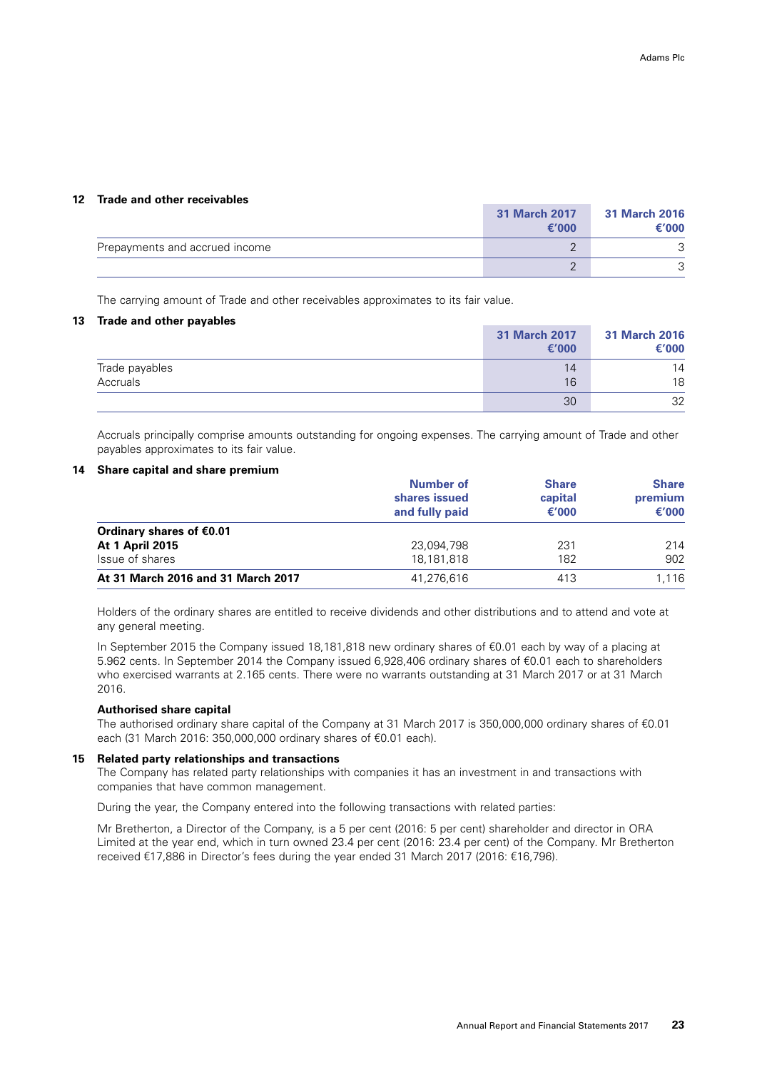## 12 Trade and other receivables

| | 31 March 2017 €'000 | 31 March 2016 €'000 |
|---|---|---|
| Prepayments and accrued income | 2 | 3 |
| | 2 | 3 |

The carrying amount of Trade and other receivables approximates to its fair value.

## 13 Trade and other payables

| | 31 March 2017 €'000 | 31 March 2016 €'000 |
|---|---|---|
| Trade payables | 14 | 14 |
| Accruals | 16 | 18 |
| | 30 | 32 |

Accruals principally comprise amounts outstanding for ongoing expenses. The carrying amount of Trade and other payables approximates to its fair value.

## 14 Share capital and share premium

| | Number of shares issued and fully paid | Share capital €'000 | Share premium €'000 |
|---|---|---|---|
| **Ordinary shares of €0.01** | | | |
| **At 1 April 2015** | 23,094,798 | 231 | 214 |
| Issue of shares | 18,181,818 | 182 | 902 |
| **At 31 March 2016 and 31 March 2017** | 41,276,616 | 413 | 1,116 |

Holders of the ordinary shares are entitled to receive dividends and other distributions and to attend and vote at any general meeting.

In September 2015 the Company issued 18,181,818 new ordinary shares of €0.01 each by way of a placing at 5.962 cents. In September 2014 the Company issued 6,928,406 ordinary shares of €0.01 each to shareholders who exercised warrants at 2.165 cents. There were no warrants outstanding at 31 March 2017 or at 31 March 2016.

**Authorised share capital**

The authorised ordinary share capital of the Company at 31 March 2017 is 350,000,000 ordinary shares of €0.01 each (31 March 2016: 350,000,000 ordinary shares of €0.01 each).

## 15 Related party relationships and transactions

The Company has related party relationships with companies it has an investment in and transactions with companies that have common management.

During the year, the Company entered into the following transactions with related parties:

Mr Bretherton, a Director of the Company, is a 5 per cent (2016: 5 per cent) shareholder and director in ORA Limited at the year end, which in turn owned 23.4 per cent (2016: 23.4 per cent) of the Company. Mr Bretherton received €17,886 in Director's fees during the year ended 31 March 2017 (2016: €16,796).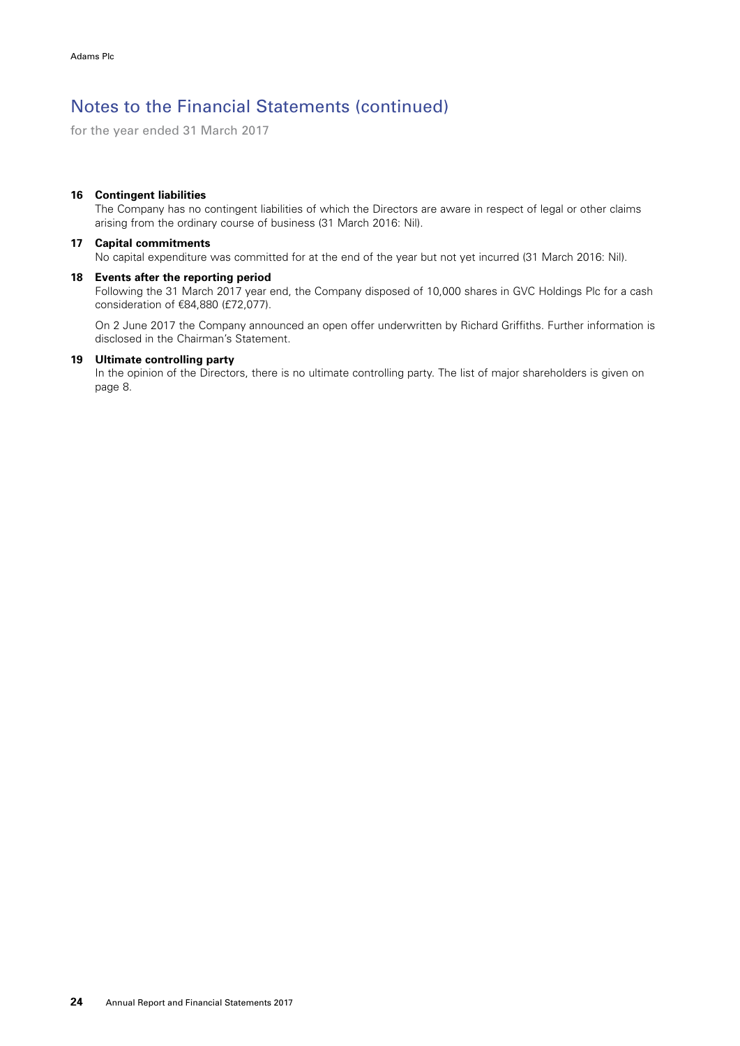# Notes to the Financial Statements (continued)

for the year ended 31 March 2017

### 16 Contingent liabilities

The Company has no contingent liabilities of which the Directors are aware in respect of legal or other claims arising from the ordinary course of business (31 March 2016: Nil).

### 17 Capital commitments

No capital expenditure was committed for at the end of the year but not yet incurred (31 March 2016: Nil).

### 18 Events after the reporting period

Following the 31 March 2017 year end, the Company disposed of 10,000 shares in GVC Holdings Plc for a cash consideration of €84,880 (£72,077).

On 2 June 2017 the Company announced an open offer underwritten by Richard Griffiths. Further information is disclosed in the Chairman's Statement.

### 19 Ultimate controlling party

In the opinion of the Directors, there is no ultimate controlling party. The list of major shareholders is given on page 8.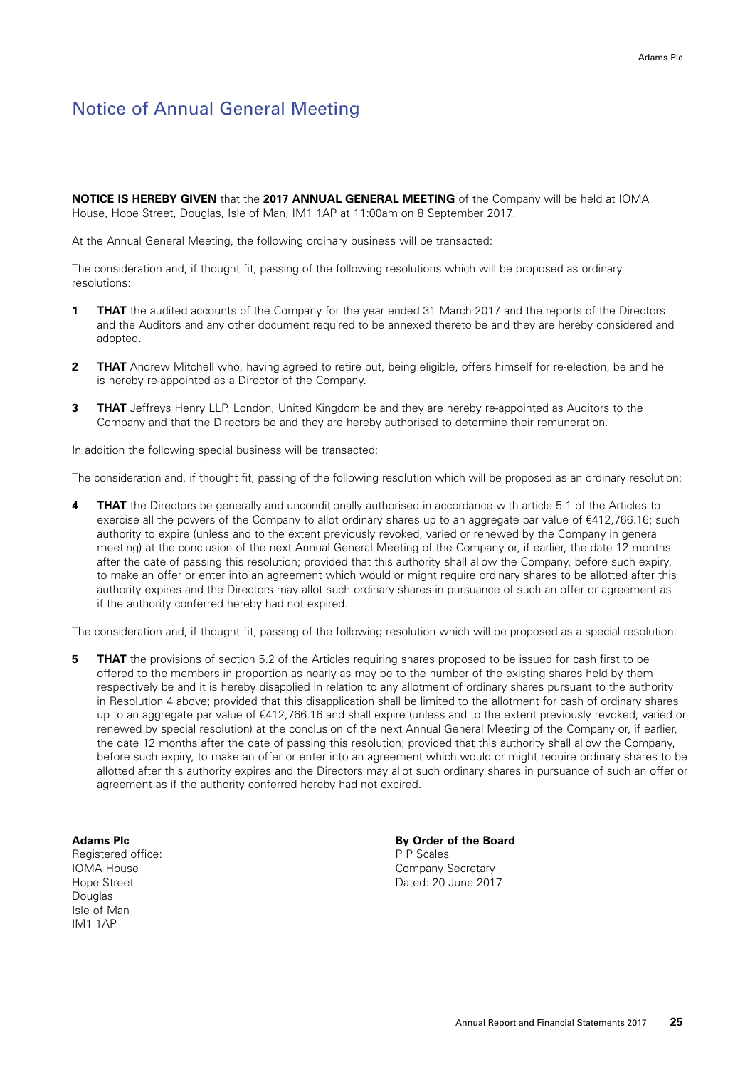# Notice of Annual General Meeting

**NOTICE IS HEREBY GIVEN** that the **2017 ANNUAL GENERAL MEETING** of the Company will be held at IOMA House, Hope Street, Douglas, Isle of Man, IM1 1AP at 11:00am on 8 September 2017.

At the Annual General Meeting, the following ordinary business will be transacted:

The consideration and, if thought fit, passing of the following resolutions which will be proposed as ordinary resolutions:

1. **THAT** the audited accounts of the Company for the year ended 31 March 2017 and the reports of the Directors and the Auditors and any other document required to be annexed thereto be and they are hereby considered and adopted.

2. **THAT** Andrew Mitchell who, having agreed to retire but, being eligible, offers himself for re-election, be and he is hereby re-appointed as a Director of the Company.

3. **THAT** Jeffreys Henry LLP, London, United Kingdom be and they are hereby re-appointed as Auditors to the Company and that the Directors be and they are hereby authorised to determine their remuneration.

In addition the following special business will be transacted:

The consideration and, if thought fit, passing of the following resolution which will be proposed as an ordinary resolution:

4. **THAT** the Directors be generally and unconditionally authorised in accordance with article 5.1 of the Articles to exercise all the powers of the Company to allot ordinary shares up to an aggregate par value of €412,766.16; such authority to expire (unless and to the extent previously revoked, varied or renewed by the Company in general meeting) at the conclusion of the next Annual General Meeting of the Company or, if earlier, the date 12 months after the date of passing this resolution; provided that this authority shall allow the Company, before such expiry, to make an offer or enter into an agreement which would or might require ordinary shares to be allotted after this authority expires and the Directors may allot such ordinary shares in pursuance of such an offer or agreement as if the authority conferred hereby had not expired.

The consideration and, if thought fit, passing of the following resolution which will be proposed as a special resolution:

5. **THAT** the provisions of section 5.2 of the Articles requiring shares proposed to be issued for cash first to be offered to the members in proportion as nearly as may be to the number of the existing shares held by them respectively be and it is hereby disapplied in relation to any allotment of ordinary shares pursuant to the authority in Resolution 4 above; provided that this disapplication shall be limited to the allotment for cash of ordinary shares up to an aggregate par value of €412,766.16 and shall expire (unless and to the extent previously revoked, varied or renewed by special resolution) at the conclusion of the next Annual General Meeting of the Company or, if earlier, the date 12 months after the date of passing this resolution; provided that this authority shall allow the Company, before such expiry, to make an offer or enter into an agreement which would or might require ordinary shares to be allotted after this authority expires and the Directors may allot such ordinary shares in pursuance of such an offer or agreement as if the authority conferred hereby had not expired.

**Adams Plc**
Registered office:
IOMA House
Hope Street
Douglas
Isle of Man
IM1 1AP

**By Order of the Board**
P P Scales
Company Secretary
Dated: 20 June 2017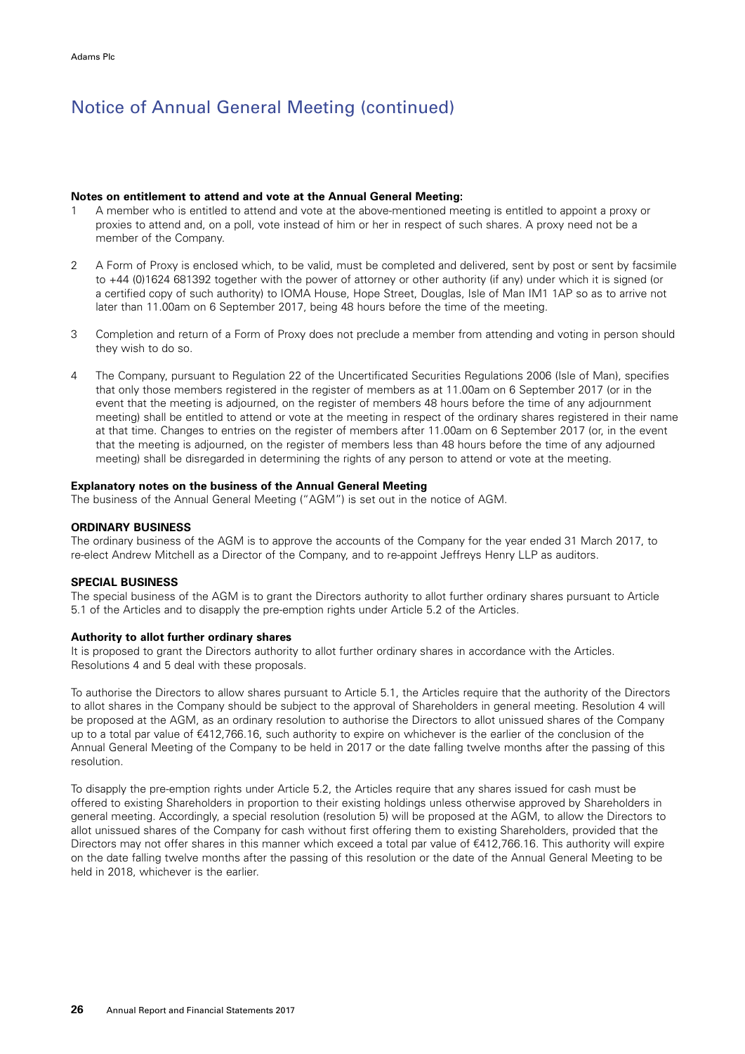## Notice of Annual General Meeting (continued)

**Notes on entitlement to attend and vote at the Annual General Meeting:**

1. A member who is entitled to attend and vote at the above-mentioned meeting is entitled to appoint a proxy or proxies to attend and, on a poll, vote instead of him or her in respect of such shares. A proxy need not be a member of the Company.

2. A Form of Proxy is enclosed which, to be valid, must be completed and delivered, sent by post or sent by facsimile to +44 (0)1624 681392 together with the power of attorney or other authority (if any) under which it is signed (or a certified copy of such authority) to IOMA House, Hope Street, Douglas, Isle of Man IM1 1AP so as to arrive not later than 11.00am on 6 September 2017, being 48 hours before the time of the meeting.

3. Completion and return of a Form of Proxy does not preclude a member from attending and voting in person should they wish to do so.

4. The Company, pursuant to Regulation 22 of the Uncertificated Securities Regulations 2006 (Isle of Man), specifies that only those members registered in the register of members as at 11.00am on 6 September 2017 (or in the event that the meeting is adjourned, on the register of members 48 hours before the time of any adjournment meeting) shall be entitled to attend or vote at the meeting in respect of the ordinary shares registered in their name at that time. Changes to entries on the register of members after 11.00am on 6 September 2017 (or, in the event that the meeting is adjourned, on the register of members less than 48 hours before the time of any adjourned meeting) shall be disregarded in determining the rights of any person to attend or vote at the meeting.

**Explanatory notes on the business of the Annual General Meeting**

The business of the Annual General Meeting ("AGM") is set out in the notice of AGM.

**ORDINARY BUSINESS**

The ordinary business of the AGM is to approve the accounts of the Company for the year ended 31 March 2017, to re-elect Andrew Mitchell as a Director of the Company, and to re-appoint Jeffreys Henry LLP as auditors.

**SPECIAL BUSINESS**

The special business of the AGM is to grant the Directors authority to allot further ordinary shares pursuant to Article 5.1 of the Articles and to disapply the pre-emption rights under Article 5.2 of the Articles.

**Authority to allot further ordinary shares**

It is proposed to grant the Directors authority to allot further ordinary shares in accordance with the Articles. Resolutions 4 and 5 deal with these proposals.

To authorise the Directors to allow shares pursuant to Article 5.1, the Articles require that the authority of the Directors to allot shares in the Company should be subject to the approval of Shareholders in general meeting. Resolution 4 will be proposed at the AGM, as an ordinary resolution to authorise the Directors to allot unissued shares of the Company up to a total par value of €412,766.16, such authority to expire on whichever is the earlier of the conclusion of the Annual General Meeting of the Company to be held in 2017 or the date falling twelve months after the passing of this resolution.

To disapply the pre-emption rights under Article 5.2, the Articles require that any shares issued for cash must be offered to existing Shareholders in proportion to their existing holdings unless otherwise approved by Shareholders in general meeting. Accordingly, a special resolution (resolution 5) will be proposed at the AGM, to allow the Directors to allot unissued shares of the Company for cash without first offering them to existing Shareholders, provided that the Directors may not offer shares in this manner which exceed a total par value of €412,766.16. This authority will expire on the date falling twelve months after the passing of this resolution or the date of the Annual General Meeting to be held in 2018, whichever is the earlier.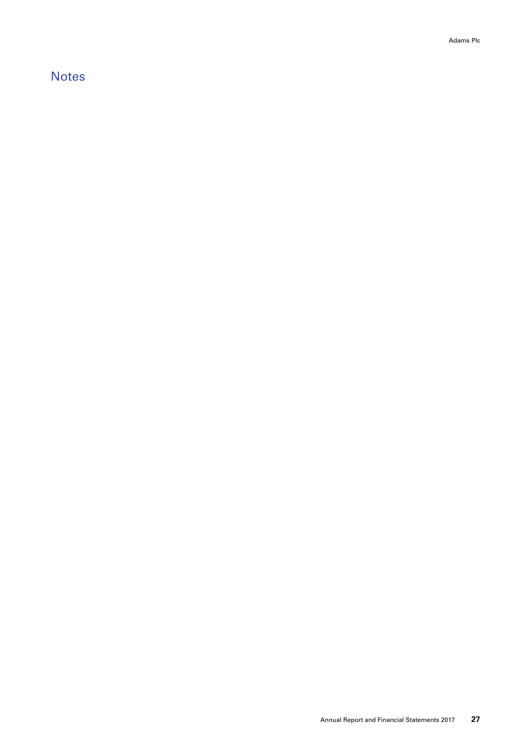## Notes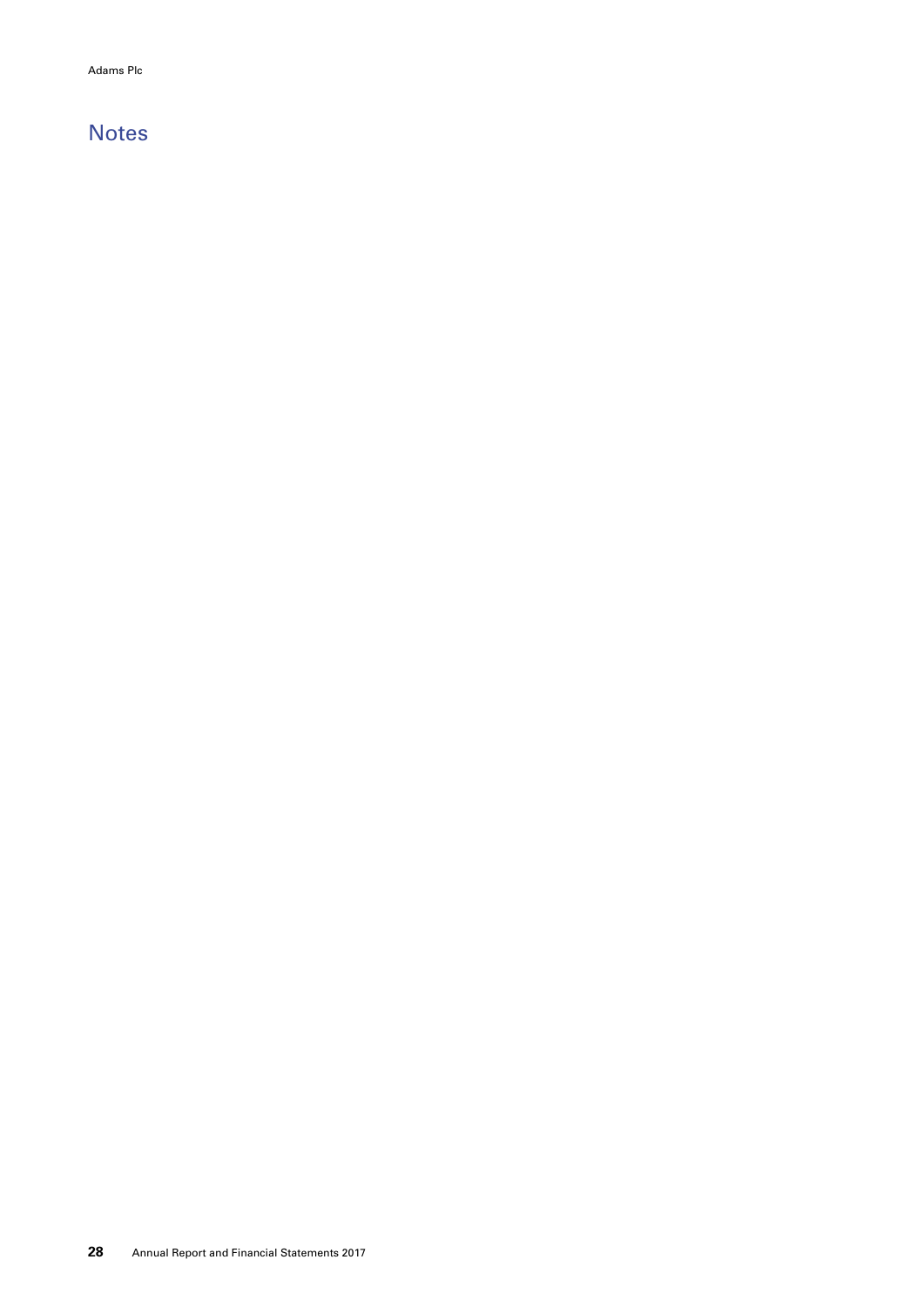# Notes